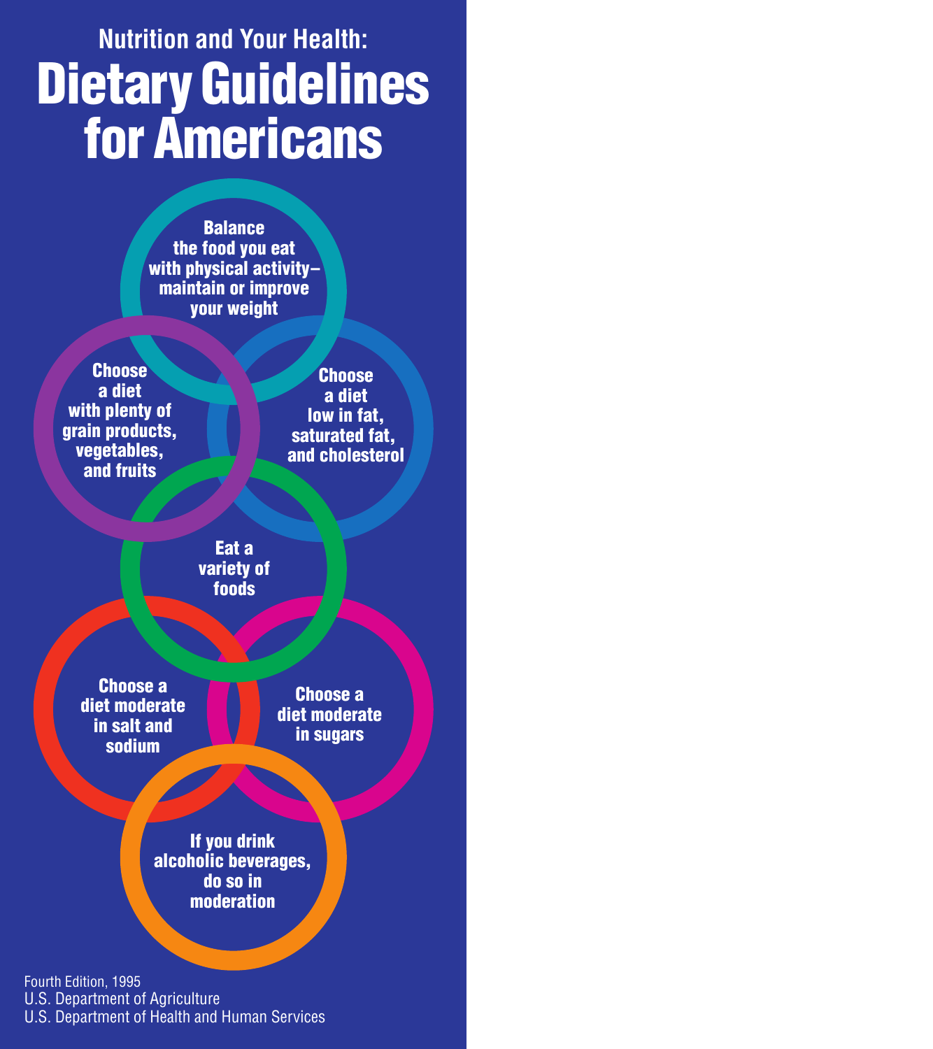Nutrition and Your Health:

# Dietary Guidelines for Americans

**Balance the food you eat with physical activity– maintain or improve your weight**

**Choose a diet with plenty of grain products, vegetables, and fruits**

**Choose a diet low in fat, saturated fat, and cholesterol**

**Eat a variety of foods**

**Choose a diet moderate in salt and sodium**

**Choose a diet moderate in sugars**

**If you drink alcoholic beverages, do so in moderation**

Fourth Edition, 1995
U.S. Department of Agriculture
U.S. Department of Health and Human Services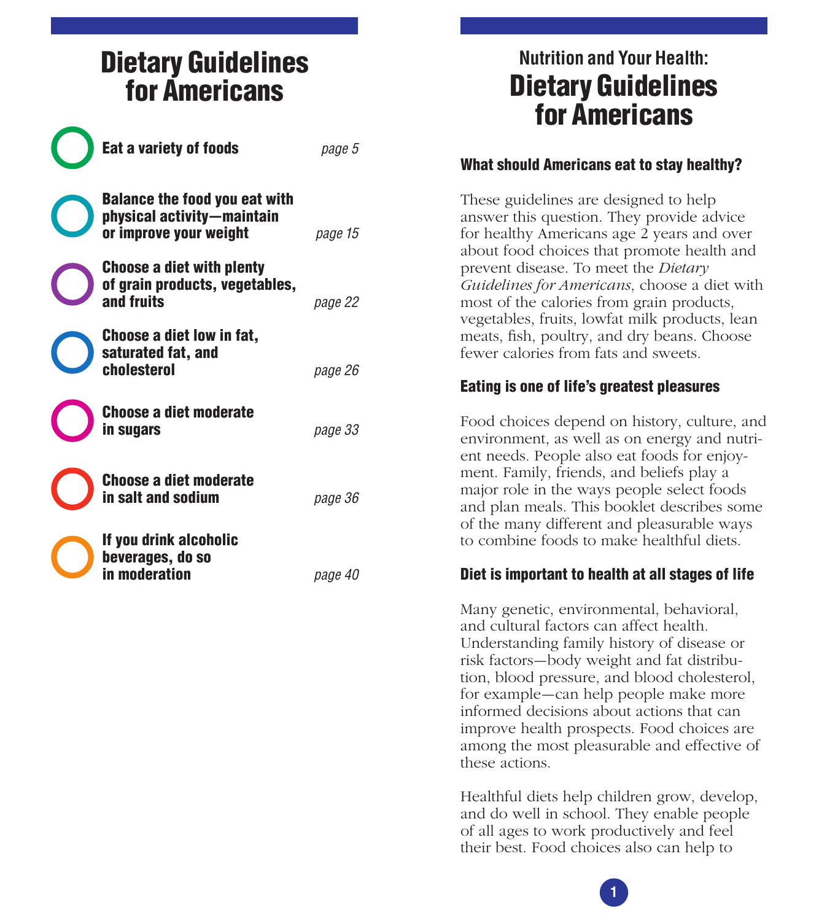# Dietary Guidelines for Americans

- **Eat a variety of foods** — *page 5*
- **Balance the food you eat with physical activity—maintain or improve your weight** — *page 15*
- **Choose a diet with plenty of grain products, vegetables, and fruits** — *page 22*
- **Choose a diet low in fat, saturated fat, and cholesterol** — *page 26*
- **Choose a diet moderate in sugars** — *page 33*
- **Choose a diet moderate in salt and sodium** — *page 36*
- **If you drink alcoholic beverages, do so in moderation** — *page 40*

## Nutrition and Your Health:
# Dietary Guidelines for Americans

### What should Americans eat to stay healthy?

These guidelines are designed to help answer this question. They provide advice for healthy Americans age 2 years and over about food choices that promote health and prevent disease. To meet the *Dietary Guidelines for Americans*, choose a diet with most of the calories from grain products, vegetables, fruits, lowfat milk products, lean meats, fish, poultry, and dry beans. Choose fewer calories from fats and sweets.

### Eating is one of life's greatest pleasures

Food choices depend on history, culture, and environment, as well as on energy and nutrient needs. People also eat foods for enjoyment. Family, friends, and beliefs play a major role in the ways people select foods and plan meals. This booklet describes some of the many different and pleasurable ways to combine foods to make healthful diets.

### Diet is important to health at all stages of life

Many genetic, environmental, behavioral, and cultural factors can affect health. Understanding family history of disease or risk factors—body weight and fat distribution, blood pressure, and blood cholesterol, for example—can help people make more informed decisions about actions that can improve health prospects. Food choices are among the most pleasurable and effective of these actions.

Healthful diets help children grow, develop, and do well in school. They enable people of all ages to work productively and feel their best. Food choices also can help to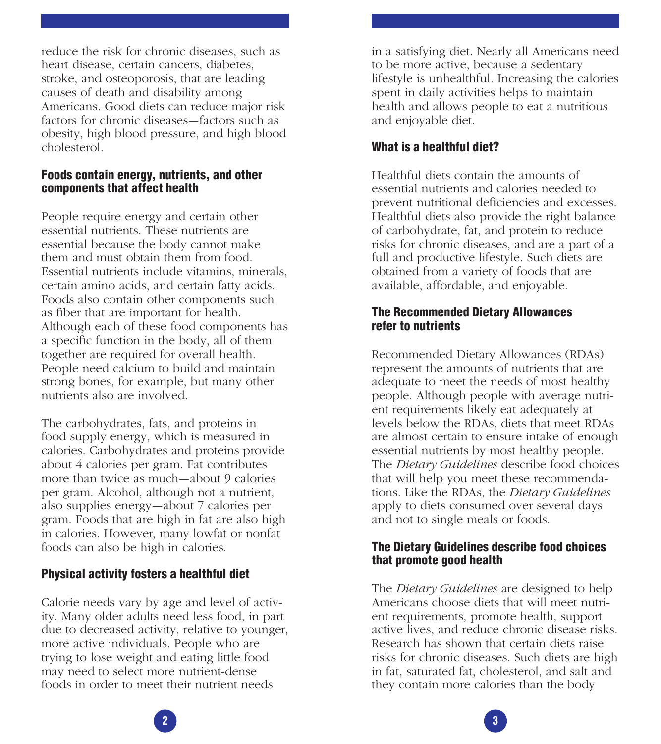reduce the risk for chronic diseases, such as heart disease, certain cancers, diabetes, stroke, and osteoporosis, that are leading causes of death and disability among Americans. Good diets can reduce major risk factors for chronic diseases—factors such as obesity, high blood pressure, and high blood cholesterol.

### Foods contain energy, nutrients, and other components that affect health

People require energy and certain other essential nutrients. These nutrients are essential because the body cannot make them and must obtain them from food. Essential nutrients include vitamins, minerals, certain amino acids, and certain fatty acids. Foods also contain other components such as fiber that are important for health. Although each of these food components has a specific function in the body, all of them together are required for overall health. People need calcium to build and maintain strong bones, for example, but many other nutrients also are involved.

The carbohydrates, fats, and proteins in food supply energy, which is measured in calories. Carbohydrates and proteins provide about 4 calories per gram. Fat contributes more than twice as much—about 9 calories per gram. Alcohol, although not a nutrient, also supplies energy—about 7 calories per gram. Foods that are high in fat are also high in calories. However, many lowfat or nonfat foods can also be high in calories.

### Physical activity fosters a healthful diet

Calorie needs vary by age and level of activity. Many older adults need less food, in part due to decreased activity, relative to younger, more active individuals. People who are trying to lose weight and eating little food may need to select more nutrient-dense foods in order to meet their nutrient needs in a satisfying diet. Nearly all Americans need to be more active, because a sedentary lifestyle is unhealthful. Increasing the calories spent in daily activities helps to maintain health and allows people to eat a nutritious and enjoyable diet.

### What is a healthful diet?

Healthful diets contain the amounts of essential nutrients and calories needed to prevent nutritional deficiencies and excesses. Healthful diets also provide the right balance of carbohydrate, fat, and protein to reduce risks for chronic diseases, and are a part of a full and productive lifestyle. Such diets are obtained from a variety of foods that are available, affordable, and enjoyable.

### The Recommended Dietary Allowances refer to nutrients

Recommended Dietary Allowances (RDAs) represent the amounts of nutrients that are adequate to meet the needs of most healthy people. Although people with average nutrient requirements likely eat adequately at levels below the RDAs, diets that meet RDAs are almost certain to ensure intake of enough essential nutrients by most healthy people. The *Dietary Guidelines* describe food choices that will help you meet these recommendations. Like the RDAs, the *Dietary Guidelines* apply to diets consumed over several days and not to single meals or foods.

### The Dietary Guidelines describe food choices that promote good health

The *Dietary Guidelines* are designed to help Americans choose diets that will meet nutrient requirements, promote health, support active lives, and reduce chronic disease risks. Research has shown that certain diets raise risks for chronic diseases. Such diets are high in fat, saturated fat, cholesterol, and salt and they contain more calories than the body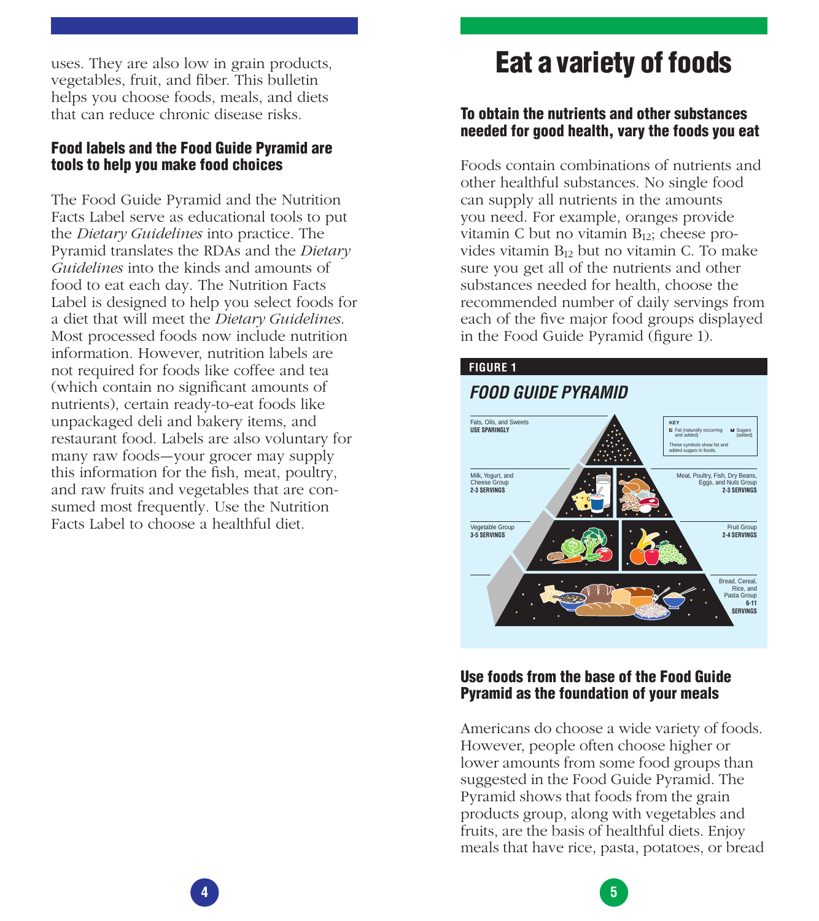uses. They are also low in grain products, vegetables, fruit, and fiber. This bulletin helps you choose foods, meals, and diets that can reduce chronic disease risks.

### Food labels and the Food Guide Pyramid are tools to help you make food choices

The Food Guide Pyramid and the Nutrition Facts Label serve as educational tools to put the *Dietary Guidelines* into practice. The Pyramid translates the RDAs and the *Dietary Guidelines* into the kinds and amounts of food to eat each day. The Nutrition Facts Label is designed to help you select foods for a diet that will meet the *Dietary Guidelines*. Most processed foods now include nutrition information. However, nutrition labels are not required for foods like coffee and tea (which contain no significant amounts of nutrients), certain ready-to-eat foods like unpackaged deli and bakery items, and restaurant food. Labels are also voluntary for many raw foods—your grocer may supply this information for the fish, meat, poultry, and raw fruits and vegetables that are consumed most frequently. Use the Nutrition Facts Label to choose a healthful diet.

# Eat a variety of foods

### To obtain the nutrients and other substances needed for good health, vary the foods you eat

Foods contain combinations of nutrients and other healthful substances. No single food can supply all nutrients in the amounts you need. For example, oranges provide vitamin C but no vitamin $B_{12}$; cheese provides vitamin $B_{12}$ but no vitamin C. To make sure you get all of the nutrients and other substances needed for health, choose the recommended number of daily servings from each of the five major food groups displayed in the Food Guide Pyramid (figure 1).

**FIGURE 1**

***FOOD GUIDE PYRAMID***

Fats, Oils, and Sweets
**USE SPARINGLY**

KEY
Fat (naturally occurring and added)
Sugars (added)
These symbols show fat and added sugars in foods.

Milk, Yogurt, and Cheese Group
**2-3 SERVINGS**

Meat, Poultry, Fish, Dry Beans, Eggs, and Nuts Group
**2-3 SERVINGS**

Vegetable Group
**3-5 SERVINGS**

Fruit Group
**2-4 SERVINGS**

Bread, Cereal, Rice, and Pasta Group
**6-11 SERVINGS**

### Use foods from the base of the Food Guide Pyramid as the foundation of your meals

Americans do choose a wide variety of foods. However, people often choose higher or lower amounts from some food groups than suggested in the Food Guide Pyramid. The Pyramid shows that foods from the grain products group, along with vegetables and fruits, are the basis of healthful diets. Enjoy meals that have rice, pasta, potatoes, or bread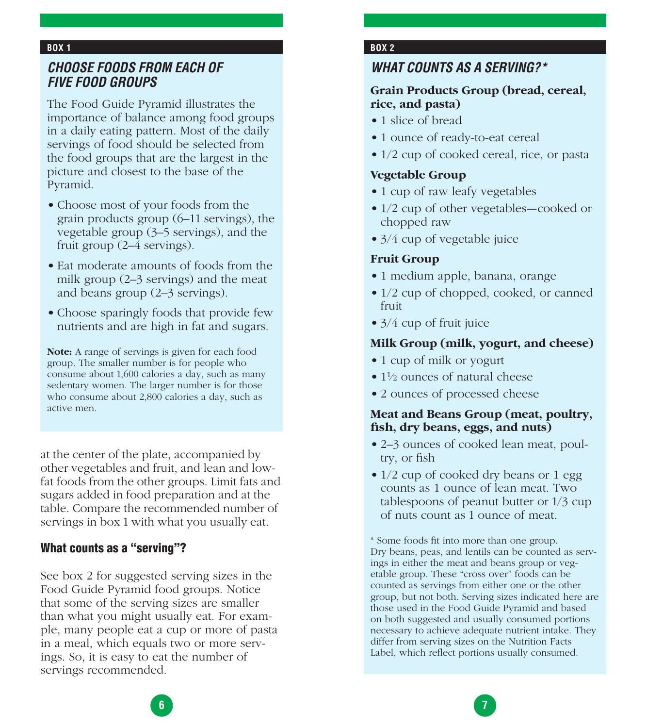**BOX 1**

### *CHOOSE FOODS FROM EACH OF FIVE FOOD GROUPS*

The Food Guide Pyramid illustrates the importance of balance among food groups in a daily eating pattern. Most of the daily servings of food should be selected from the food groups that are the largest in the picture and closest to the base of the Pyramid.

- Choose most of your foods from the grain products group (6–11 servings), the vegetable group (3–5 servings), and the fruit group (2–4 servings).
- Eat moderate amounts of foods from the milk group (2–3 servings) and the meat and beans group (2–3 servings).
- Choose sparingly foods that provide few nutrients and are high in fat and sugars.

**Note:** A range of servings is given for each food group. The smaller number is for people who consume about 1,600 calories a day, such as many sedentary women. The larger number is for those who consume about 2,800 calories a day, such as active men.

at the center of the plate, accompanied by other vegetables and fruit, and lean and low-fat foods from the other groups. Limit fats and sugars added in food preparation and at the table. Compare the recommended number of servings in box 1 with what you usually eat.

### What counts as a "serving"?

See box 2 for suggested serving sizes in the Food Guide Pyramid food groups. Notice that some of the serving sizes are smaller than what you might usually eat. For example, many people eat a cup or more of pasta in a meal, which equals two or more servings. So, it is easy to eat the number of servings recommended.

**BOX 2**

### *WHAT COUNTS AS A SERVING?**

**Grain Products Group (bread, cereal, rice, and pasta)**

- 1 slice of bread
- 1 ounce of ready-to-eat cereal
- 1/2 cup of cooked cereal, rice, or pasta

**Vegetable Group**

- 1 cup of raw leafy vegetables
- 1/2 cup of other vegetables—cooked or chopped raw
- 3/4 cup of vegetable juice

**Fruit Group**

- 1 medium apple, banana, orange
- 1/2 cup of chopped, cooked, or canned fruit
- 3/4 cup of fruit juice

**Milk Group (milk, yogurt, and cheese)**

- 1 cup of milk or yogurt
- 1½ ounces of natural cheese
- 2 ounces of processed cheese

**Meat and Beans Group (meat, poultry, fish, dry beans, eggs, and nuts)**

- 2–3 ounces of cooked lean meat, poultry, or fish
- 1/2 cup of cooked dry beans or 1 egg counts as 1 ounce of lean meat. Two tablespoons of peanut butter or 1/3 cup of nuts count as 1 ounce of meat.

* Some foods fit into more than one group. Dry beans, peas, and lentils can be counted as servings in either the meat and beans group or vegetable group. These "cross over" foods can be counted as servings from either one or the other group, but not both. Serving sizes indicated here are those used in the Food Guide Pyramid and based on both suggested and usually consumed portions necessary to achieve adequate nutrient intake. They differ from serving sizes on the Nutrition Facts Label, which reflect portions usually consumed.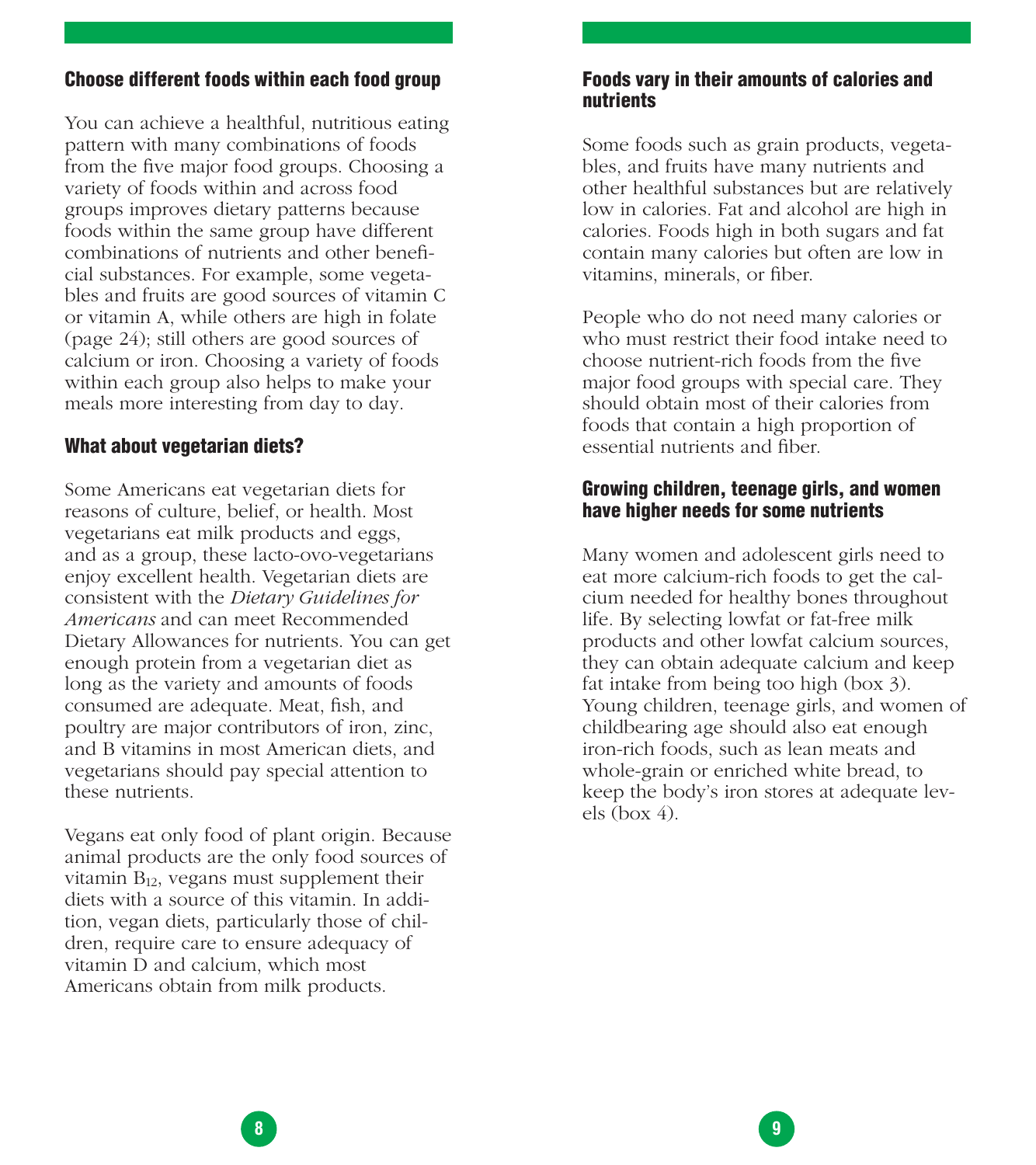### Choose different foods within each food group

You can achieve a healthful, nutritious eating pattern with many combinations of foods from the five major food groups. Choosing a variety of foods within and across food groups improves dietary patterns because foods within the same group have different combinations of nutrients and other beneficial substances. For example, some vegetables and fruits are good sources of vitamin C or vitamin A, while others are high in folate (page 24); still others are good sources of calcium or iron. Choosing a variety of foods within each group also helps to make your meals more interesting from day to day.

### What about vegetarian diets?

Some Americans eat vegetarian diets for reasons of culture, belief, or health. Most vegetarians eat milk products and eggs, and as a group, these lacto-ovo-vegetarians enjoy excellent health. Vegetarian diets are consistent with the *Dietary Guidelines for Americans* and can meet Recommended Dietary Allowances for nutrients. You can get enough protein from a vegetarian diet as long as the variety and amounts of foods consumed are adequate. Meat, fish, and poultry are major contributors of iron, zinc, and B vitamins in most American diets, and vegetarians should pay special attention to these nutrients.

Vegans eat only food of plant origin. Because animal products are the only food sources of vitamin $B_{12}$, vegans must supplement their diets with a source of this vitamin. In addition, vegan diets, particularly those of children, require care to ensure adequacy of vitamin D and calcium, which most Americans obtain from milk products.

### Foods vary in their amounts of calories and nutrients

Some foods such as grain products, vegetables, and fruits have many nutrients and other healthful substances but are relatively low in calories. Fat and alcohol are high in calories. Foods high in both sugars and fat contain many calories but often are low in vitamins, minerals, or fiber.

People who do not need many calories or who must restrict their food intake need to choose nutrient-rich foods from the five major food groups with special care. They should obtain most of their calories from foods that contain a high proportion of essential nutrients and fiber.

### Growing children, teenage girls, and women have higher needs for some nutrients

Many women and adolescent girls need to eat more calcium-rich foods to get the calcium needed for healthy bones throughout life. By selecting lowfat or fat-free milk products and other lowfat calcium sources, they can obtain adequate calcium and keep fat intake from being too high (box 3). Young children, teenage girls, and women of childbearing age should also eat enough iron-rich foods, such as lean meats and whole-grain or enriched white bread, to keep the body's iron stores at adequate levels (box 4).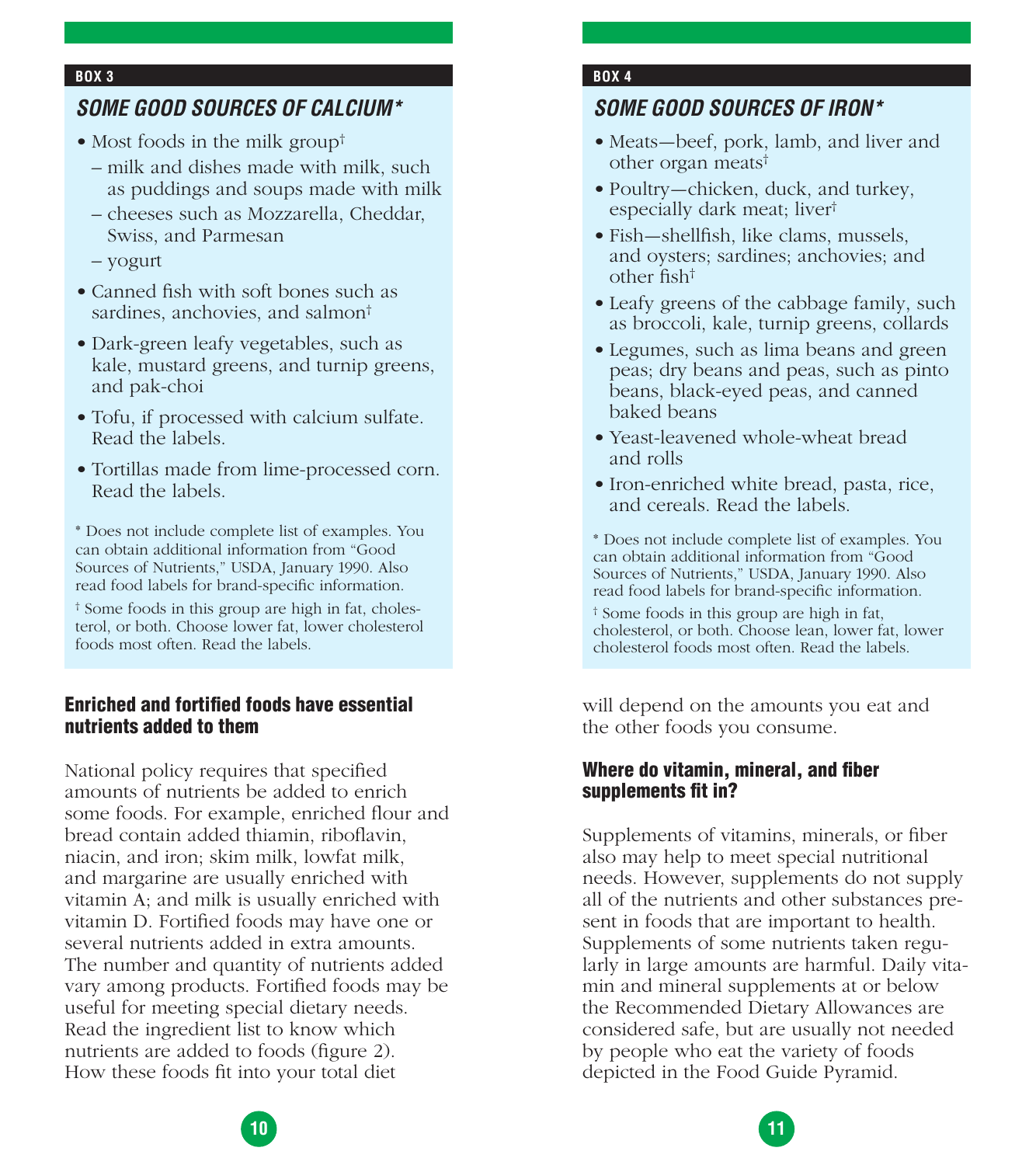**BOX 3**

### *SOME GOOD SOURCES OF CALCIUM**

- Most foods in the milk group†
  - milk and dishes made with milk, such as puddings and soups made with milk
  - cheeses such as Mozzarella, Cheddar, Swiss, and Parmesan
  - yogurt
- Canned fish with soft bones such as sardines, anchovies, and salmon†
- Dark-green leafy vegetables, such as kale, mustard greens, and turnip greens, and pak-choi
- Tofu, if processed with calcium sulfate. Read the labels.
- Tortillas made from lime-processed corn. Read the labels.

\* Does not include complete list of examples. You can obtain additional information from "Good Sources of Nutrients," USDA, January 1990. Also read food labels for brand-specific information.

† Some foods in this group are high in fat, cholesterol, or both. Choose lower fat, lower cholesterol foods most often. Read the labels.

### Enriched and fortified foods have essential nutrients added to them

National policy requires that specified amounts of nutrients be added to enrich some foods. For example, enriched flour and bread contain added thiamin, riboflavin, niacin, and iron; skim milk, lowfat milk, and margarine are usually enriched with vitamin A; and milk is usually enriched with vitamin D. Fortified foods may have one or several nutrients added in extra amounts. The number and quantity of nutrients added vary among products. Fortified foods may be useful for meeting special dietary needs. Read the ingredient list to know which nutrients are added to foods (figure 2). How these foods fit into your total diet will depend on the amounts you eat and the other foods you consume.

**BOX 4**

### *SOME GOOD SOURCES OF IRON**

- Meats—beef, pork, lamb, and liver and other organ meats†
- Poultry—chicken, duck, and turkey, especially dark meat; liver†
- Fish—shellfish, like clams, mussels, and oysters; sardines; anchovies; and other fish†
- Leafy greens of the cabbage family, such as broccoli, kale, turnip greens, collards
- Legumes, such as lima beans and green peas; dry beans and peas, such as pinto beans, black-eyed peas, and canned baked beans
- Yeast-leavened whole-wheat bread and rolls
- Iron-enriched white bread, pasta, rice, and cereals. Read the labels.

\* Does not include complete list of examples. You can obtain additional information from "Good Sources of Nutrients," USDA, January 1990. Also read food labels for brand-specific information.

† Some foods in this group are high in fat, cholesterol, or both. Choose lean, lower fat, lower cholesterol foods most often. Read the labels.

### Where do vitamin, mineral, and fiber supplements fit in?

Supplements of vitamins, minerals, or fiber also may help to meet special nutritional needs. However, supplements do not supply all of the nutrients and other substances present in foods that are important to health. Supplements of some nutrients taken regularly in large amounts are harmful. Daily vitamin and mineral supplements at or below the Recommended Dietary Allowances are considered safe, but are usually not needed by people who eat the variety of foods depicted in the Food Guide Pyramid.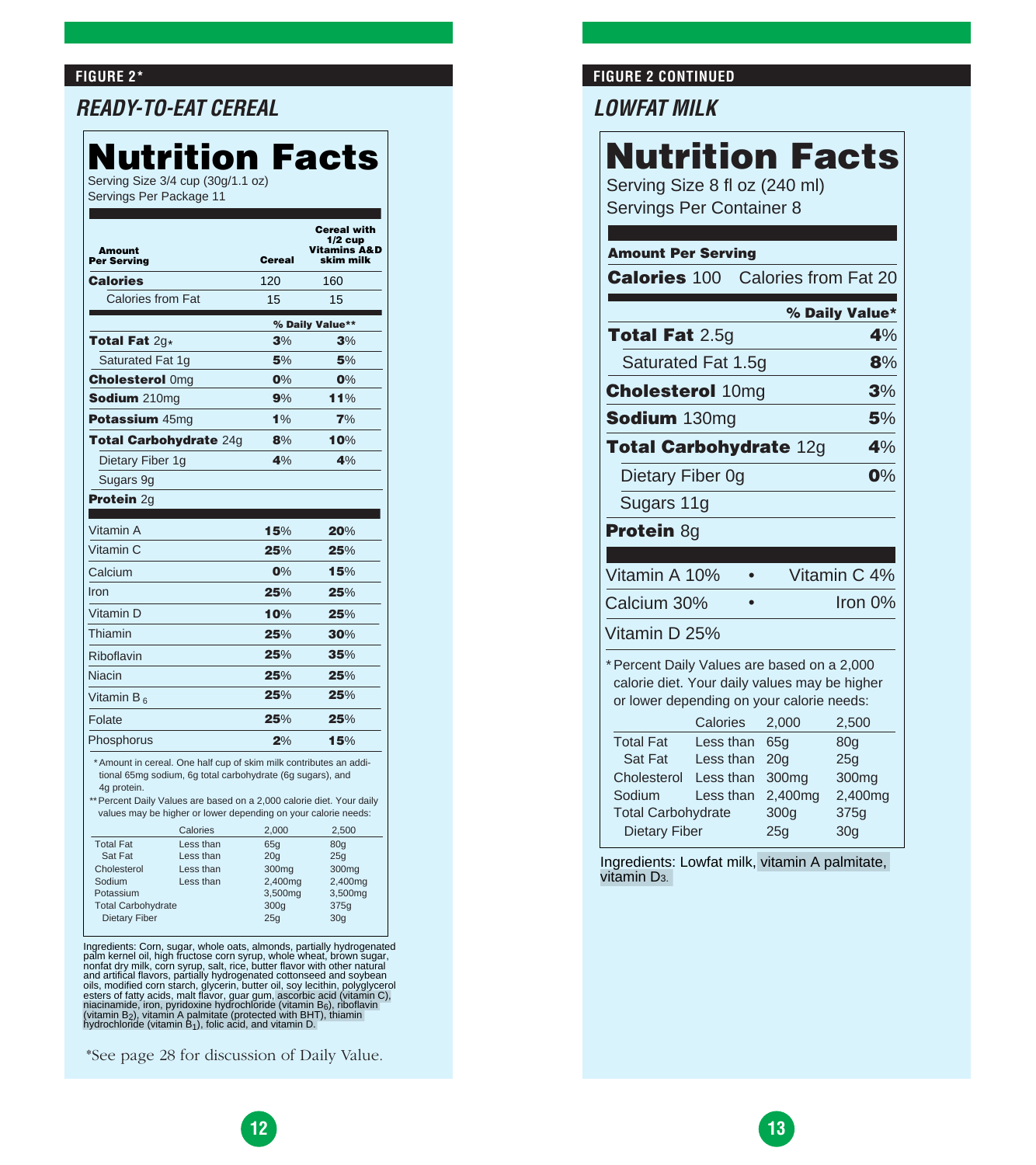**FIGURE 2***

## *READY-TO-EAT CEREAL*

# Nutrition Facts

Serving Size 3/4 cup (30g/1.1 oz)
Servings Per Package 11

| Amount Per Serving | Cereal | Cereal with 1/2 cup Vitamins A&D skim milk |
|---|---|---|
| **Calories** | 120 | 160 |
| Calories from Fat | 15 | 15 |
| | **% Daily Value**** | |
| **Total Fat** 2g* | **3**% | **3**% |
| Saturated Fat 1g | **5**% | **5**% |
| **Cholesterol** 0mg | **0**% | **0**% |
| **Sodium** 210mg | **9**% | **11**% |
| **Potassium** 45mg | **1**% | **7**% |
| **Total Carbohydrate** 24g | **8**% | **10**% |
| Dietary Fiber 1g | **4**% | **4**% |
| Sugars 9g | | |
| **Protein** 2g | | |
| Vitamin A | **15**% | **20**% |
| Vitamin C | **25**% | **25**% |
| Calcium | **0**% | **15**% |
| Iron | **25**% | **25**% |
| Vitamin D | **10**% | **25**% |
| Thiamin | **25**% | **30**% |
| Riboflavin | **25**% | **35**% |
| Niacin | **25**% | **25**% |
| Vitamin $B_6$ | **25**% | **25**% |
| Folate | **25**% | **25**% |
| Phosphorus | **2**% | **15**% |

\* Amount in cereal. One half cup of skim milk contributes an additional 65mg sodium, 6g total carbohydrate (6g sugars), and 4g protein.

** Percent Daily Values are based on a 2,000 calorie diet. Your daily values may be higher or lower depending on your calorie needs:

| | Calories | 2,000 | 2,500 |
|---|---|---|---|
| Total Fat | Less than | 65g | 80g |
| Sat Fat | Less than | 20g | 25g |
| Cholesterol | Less than | 300mg | 300mg |
| Sodium | Less than | 2,400mg | 2,400mg |
| Potassium | | 3,500mg | 3,500mg |
| Total Carbohydrate | | 300g | 375g |
| Dietary Fiber | | 25g | 30g |

Ingredients: Corn, sugar, whole oats, almonds, partially hydrogenated palm kernel oil, high fructose corn syrup, whole wheat, brown sugar, nonfat dry milk, corn syrup, salt, rice, butter flavor with other natural and artifical flavors, partially hydrogenated cottonseed and soybean oils, modified corn starch, glycerin, butter oil, soy lecithin, polyglycerol esters of fatty acids, malt flavor, guar gum, ascorbic acid (vitamin C), niacinamide, iron, pyridoxine hydrochloride (vitamin $B_6$), riboflavin (vitamin $B_2$), vitamin A palmitate (protected with BHT), thiamin hydrochloride (vitamin $B_1$), folic acid, and vitamin D.

*See page 28 for discussion of Daily Value.

**FIGURE 2 CONTINUED**

## *LOWFAT MILK*

# Nutrition Facts

Serving Size 8 fl oz (240 ml)
Servings Per Container 8

**Amount Per Serving**

**Calories** 100 Calories from Fat 20

| | **% Daily Value*** |
|---|---|
| **Total Fat** 2.5g | **4**% |
| Saturated Fat 1.5g | **8**% |
| **Cholesterol** 10mg | **3**% |
| **Sodium** 130mg | **5**% |
| **Total Carbohydrate** 12g | **4**% |
| Dietary Fiber 0g | **0**% |
| Sugars 11g | |
| **Protein** 8g | |

Vitamin A 10% • Vitamin C 4%
Calcium 30% • Iron 0%
Vitamin D 25%

\* Percent Daily Values are based on a 2,000 calorie diet. Your daily values may be higher or lower depending on your calorie needs:

| | Calories | 2,000 | 2,500 |
|---|---|---|---|
| Total Fat | Less than | 65g | 80g |
| Sat Fat | Less than | 20g | 25g |
| Cholesterol | Less than | 300mg | 300mg |
| Sodium | Less than | 2,400mg | 2,400mg |
| Total Carbohydrate | | 300g | 375g |
| Dietary Fiber | | 25g | 30g |

Ingredients: Lowfat milk, vitamin A palmitate, vitamin $D_3$.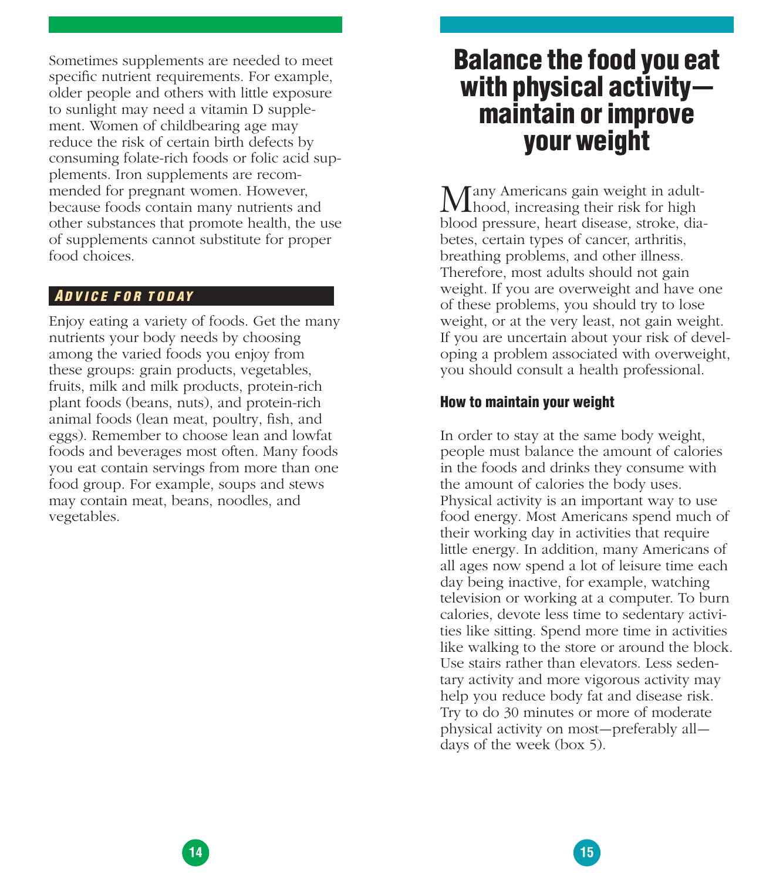Sometimes supplements are needed to meet specific nutrient requirements. For example, older people and others with little exposure to sunlight may need a vitamin D supplement. Women of childbearing age may reduce the risk of certain birth defects by consuming folate-rich foods or folic acid supplements. Iron supplements are recommended for pregnant women. However, because foods contain many nutrients and other substances that promote health, the use of supplements cannot substitute for proper food choices.

### *Advice for Today*

Enjoy eating a variety of foods. Get the many nutrients your body needs by choosing among the varied foods you enjoy from these groups: grain products, vegetables, fruits, milk and milk products, protein-rich plant foods (beans, nuts), and protein-rich animal foods (lean meat, poultry, fish, and eggs). Remember to choose lean and lowfat foods and beverages most often. Many foods you eat contain servings from more than one food group. For example, soups and stews may contain meat, beans, noodles, and vegetables.

# Balance the food you eat with physical activity—maintain or improve your weight

Many Americans gain weight in adulthood, increasing their risk for high blood pressure, heart disease, stroke, diabetes, certain types of cancer, arthritis, breathing problems, and other illness. Therefore, most adults should not gain weight. If you are overweight and have one of these problems, you should try to lose weight, or at the very least, not gain weight. If you are uncertain about your risk of developing a problem associated with overweight, you should consult a health professional.

### How to maintain your weight

In order to stay at the same body weight, people must balance the amount of calories in the foods and drinks they consume with the amount of calories the body uses. Physical activity is an important way to use food energy. Most Americans spend much of their working day in activities that require little energy. In addition, many Americans of all ages now spend a lot of leisure time each day being inactive, for example, watching television or working at a computer. To burn calories, devote less time to sedentary activities like sitting. Spend more time in activities like walking to the store or around the block. Use stairs rather than elevators. Less sedentary activity and more vigorous activity may help you reduce body fat and disease risk. Try to do 30 minutes or more of moderate physical activity on most—preferably all—days of the week (box 5).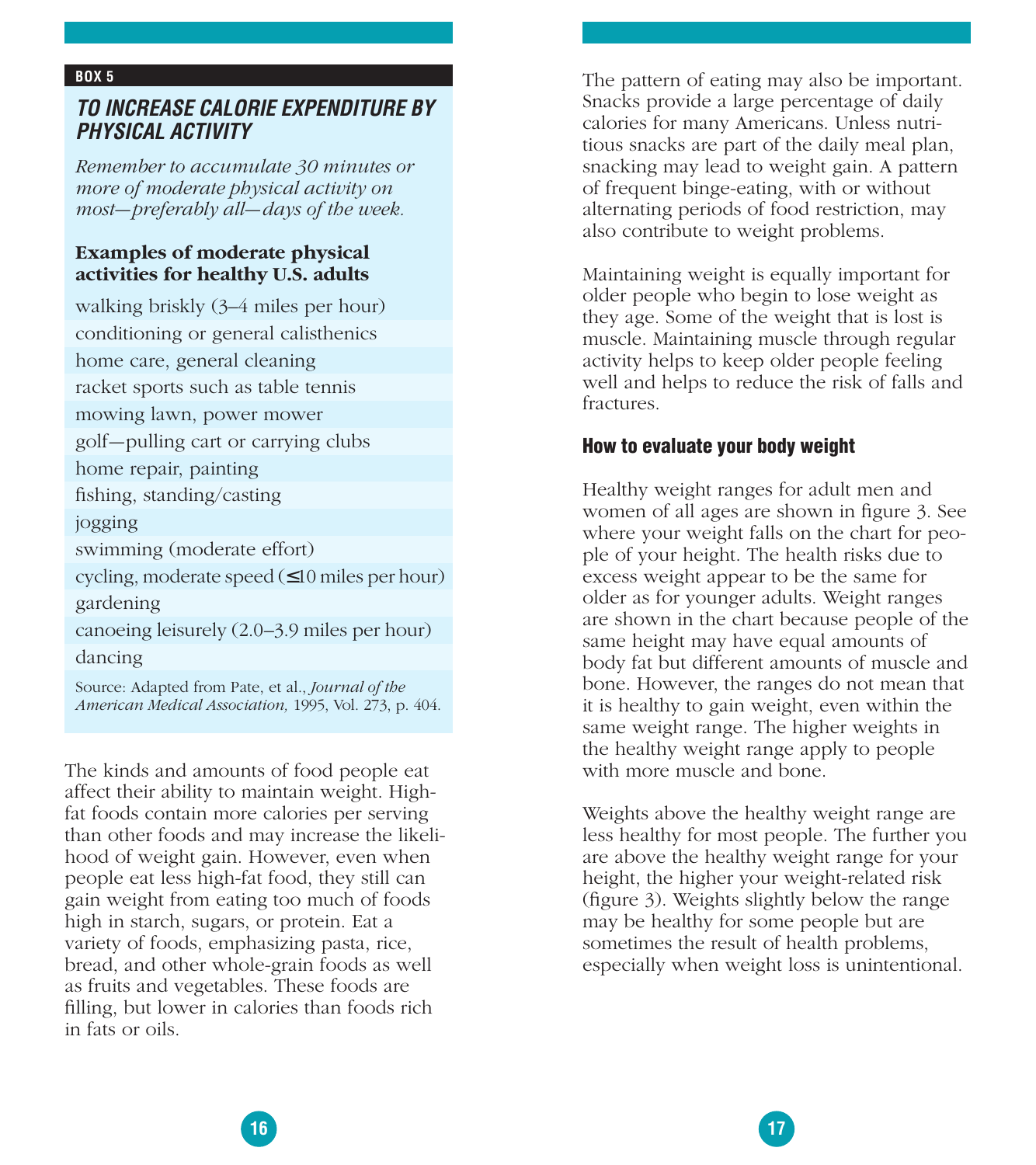**BOX 5**

## TO INCREASE CALORIE EXPENDITURE BY PHYSICAL ACTIVITY

*Remember to accumulate 30 minutes or more of moderate physical activity on most—preferably all—days of the week.*

**Examples of moderate physical activities for healthy U.S. adults**

- walking briskly (3–4 miles per hour)
- conditioning or general calisthenics
- home care, general cleaning
- racket sports such as table tennis
- mowing lawn, power mower
- golf—pulling cart or carrying clubs
- home repair, painting
- fishing, standing/casting
- jogging
- swimming (moderate effort)
- cycling, moderate speed (≤10 miles per hour)
- gardening
- canoeing leisurely (2.0–3.9 miles per hour)
- dancing

Source: Adapted from Pate, et al., *Journal of the American Medical Association,* 1995, Vol. 273, p. 404.

The kinds and amounts of food people eat affect their ability to maintain weight. High-fat foods contain more calories per serving than other foods and may increase the likelihood of weight gain. However, even when people eat less high-fat food, they still can gain weight from eating too much of foods high in starch, sugars, or protein. Eat a variety of foods, emphasizing pasta, rice, bread, and other whole-grain foods as well as fruits and vegetables. These foods are filling, but lower in calories than foods rich in fats or oils.

The pattern of eating may also be important. Snacks provide a large percentage of daily calories for many Americans. Unless nutritious snacks are part of the daily meal plan, snacking may lead to weight gain. A pattern of frequent binge-eating, with or without alternating periods of food restriction, may also contribute to weight problems.

Maintaining weight is equally important for older people who begin to lose weight as they age. Some of the weight that is lost is muscle. Maintaining muscle through regular activity helps to keep older people feeling well and helps to reduce the risk of falls and fractures.

### How to evaluate your body weight

Healthy weight ranges for adult men and women of all ages are shown in figure 3. See where your weight falls on the chart for people of your height. The health risks due to excess weight appear to be the same for older as for younger adults. Weight ranges are shown in the chart because people of the same height may have equal amounts of body fat but different amounts of muscle and bone. However, the ranges do not mean that it is healthy to gain weight, even within the same weight range. The higher weights in the healthy weight range apply to people with more muscle and bone.

Weights above the healthy weight range are less healthy for most people. The further you are above the healthy weight range for your height, the higher your weight-related risk (figure 3). Weights slightly below the range may be healthy for some people but are sometimes the result of health problems, especially when weight loss is unintentional.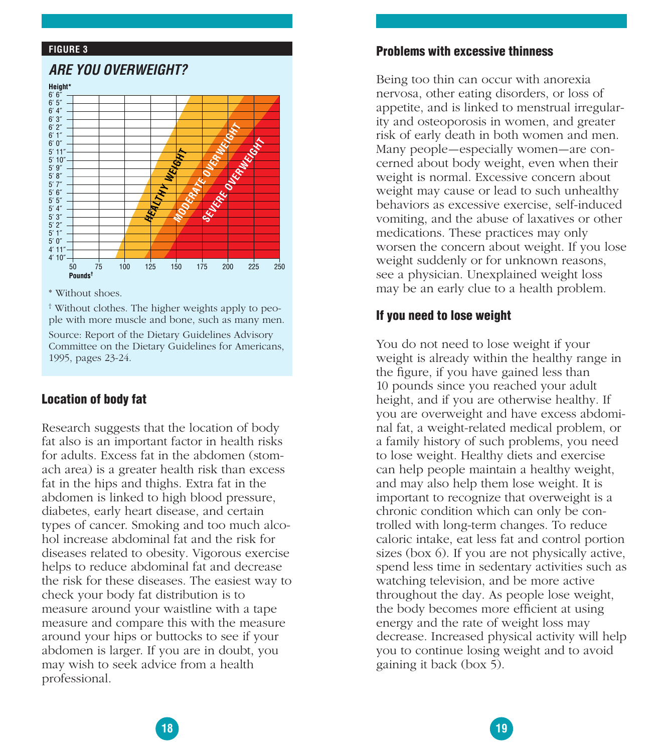FIGURE 3

## ARE YOU OVERWEIGHT?

Height*

6′ 6″
6′ 5″
6′ 4″
6′ 3″
6′ 2″
6′ 1″
6′ 0″
5′ 11″
5′ 10″
5′ 9″
5′ 8″
5′ 7″
5′ 6″
5′ 5″
5′ 4″
5′ 3″
5′ 2″
5′ 1″
5′ 0″
4′ 11″
4′ 10″

HEALTHY WEIGHT

MODERATE OVERWEIGHT

SEVERE OVERWEIGHT

50 75 100 125 150 175 200 225 250

Pounds†

\* Without shoes.

† Without clothes. The higher weights apply to people with more muscle and bone, such as many men.

Source: Report of the Dietary Guidelines Advisory Committee on the Dietary Guidelines for Americans, 1995, pages 23-24.

### Location of body fat

Research suggests that the location of body fat also is an important factor in health risks for adults. Excess fat in the abdomen (stomach area) is a greater health risk than excess fat in the hips and thighs. Extra fat in the abdomen is linked to high blood pressure, diabetes, early heart disease, and certain types of cancer. Smoking and too much alcohol increase abdominal fat and the risk for diseases related to obesity. Vigorous exercise helps to reduce abdominal fat and decrease the risk for these diseases. The easiest way to check your body fat distribution is to measure around your waistline with a tape measure and compare this with the measure around your hips or buttocks to see if your abdomen is larger. If you are in doubt, you may wish to seek advice from a health professional.

### Problems with excessive thinness

Being too thin can occur with anorexia nervosa, other eating disorders, or loss of appetite, and is linked to menstrual irregularity and osteoporosis in women, and greater risk of early death in both women and men. Many people—especially women—are concerned about body weight, even when their weight is normal. Excessive concern about weight may cause or lead to such unhealthy behaviors as excessive exercise, self-induced vomiting, and the abuse of laxatives or other medications. These practices may only worsen the concern about weight. If you lose weight suddenly or for unknown reasons, see a physician. Unexplained weight loss may be an early clue to a health problem.

### If you need to lose weight

You do not need to lose weight if your weight is already within the healthy range in the figure, if you have gained less than 10 pounds since you reached your adult height, and if you are otherwise healthy. If you are overweight and have excess abdominal fat, a weight-related medical problem, or a family history of such problems, you need to lose weight. Healthy diets and exercise can help people maintain a healthy weight, and may also help them lose weight. It is important to recognize that overweight is a chronic condition which can only be controlled with long-term changes. To reduce caloric intake, eat less fat and control portion sizes (box 6). If you are not physically active, spend less time in sedentary activities such as watching television, and be more active throughout the day. As people lose weight, the body becomes more efficient at using energy and the rate of weight loss may decrease. Increased physical activity will help you to continue losing weight and to avoid gaining it back (box 5).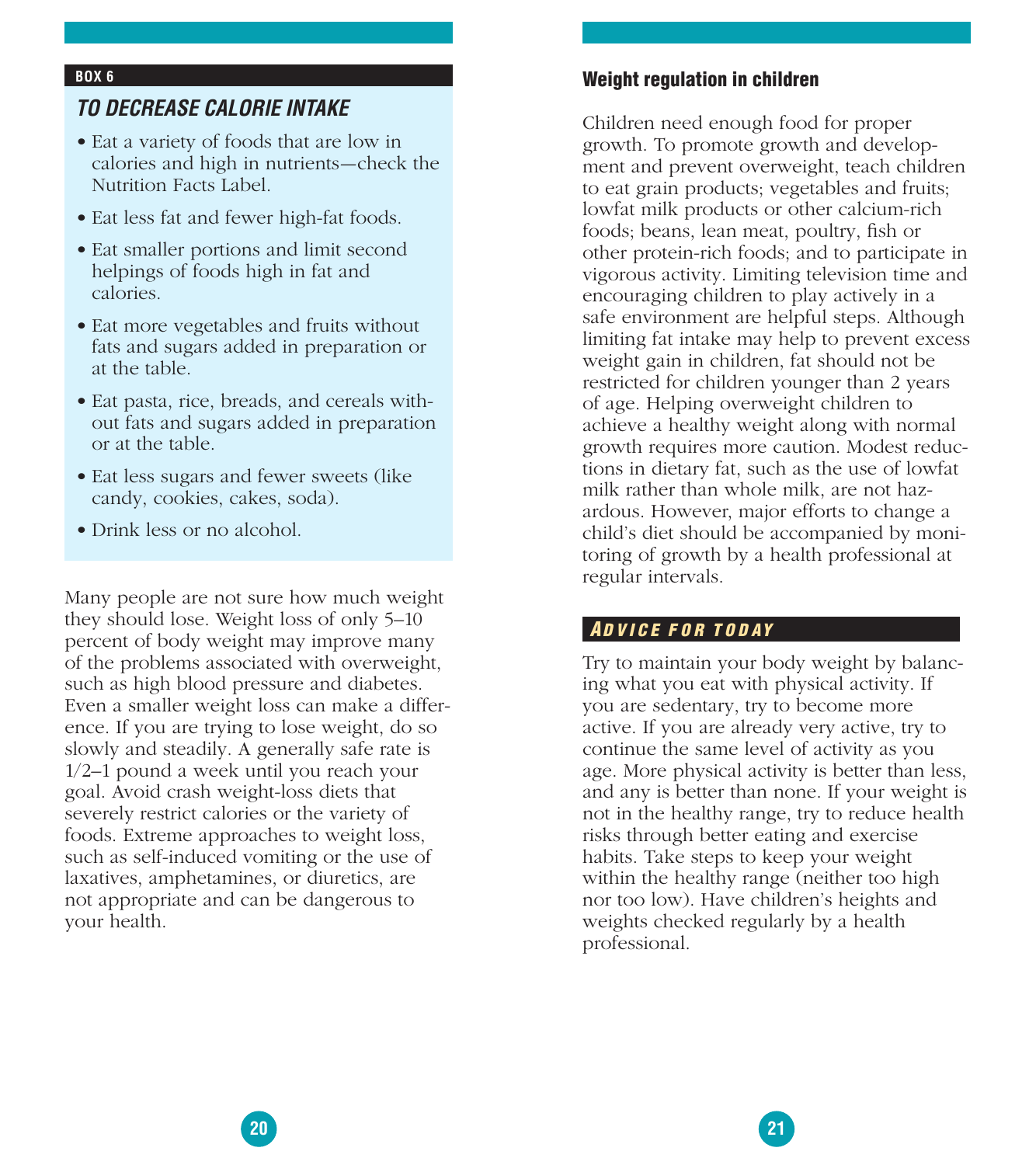**BOX 6**

### *TO DECREASE CALORIE INTAKE*

- Eat a variety of foods that are low in calories and high in nutrients—check the Nutrition Facts Label.
- Eat less fat and fewer high-fat foods.
- Eat smaller portions and limit second helpings of foods high in fat and calories.
- Eat more vegetables and fruits without fats and sugars added in preparation or at the table.
- Eat pasta, rice, breads, and cereals without fats and sugars added in preparation or at the table.
- Eat less sugars and fewer sweets (like candy, cookies, cakes, soda).
- Drink less or no alcohol.

Many people are not sure how much weight they should lose. Weight loss of only 5–10 percent of body weight may improve many of the problems associated with overweight, such as high blood pressure and diabetes. Even a smaller weight loss can make a difference. If you are trying to lose weight, do so slowly and steadily. A generally safe rate is 1/2–1 pound a week until you reach your goal. Avoid crash weight-loss diets that severely restrict calories or the variety of foods. Extreme approaches to weight loss, such as self-induced vomiting or the use of laxatives, amphetamines, or diuretics, are not appropriate and can be dangerous to your health.

### Weight regulation in children

Children need enough food for proper growth. To promote growth and development and prevent overweight, teach children to eat grain products; vegetables and fruits; lowfat milk products or other calcium-rich foods; beans, lean meat, poultry, fish or other protein-rich foods; and to participate in vigorous activity. Limiting television time and encouraging children to play actively in a safe environment are helpful steps. Although limiting fat intake may help to prevent excess weight gain in children, fat should not be restricted for children younger than 2 years of age. Helping overweight children to achieve a healthy weight along with normal growth requires more caution. Modest reductions in dietary fat, such as the use of lowfat milk rather than whole milk, are not hazardous. However, major efforts to change a child's diet should be accompanied by monitoring of growth by a health professional at regular intervals.

### *ADVICE FOR TODAY*

Try to maintain your body weight by balancing what you eat with physical activity. If you are sedentary, try to become more active. If you are already very active, try to continue the same level of activity as you age. More physical activity is better than less, and any is better than none. If your weight is not in the healthy range, try to reduce health risks through better eating and exercise habits. Take steps to keep your weight within the healthy range (neither too high nor too low). Have children's heights and weights checked regularly by a health professional.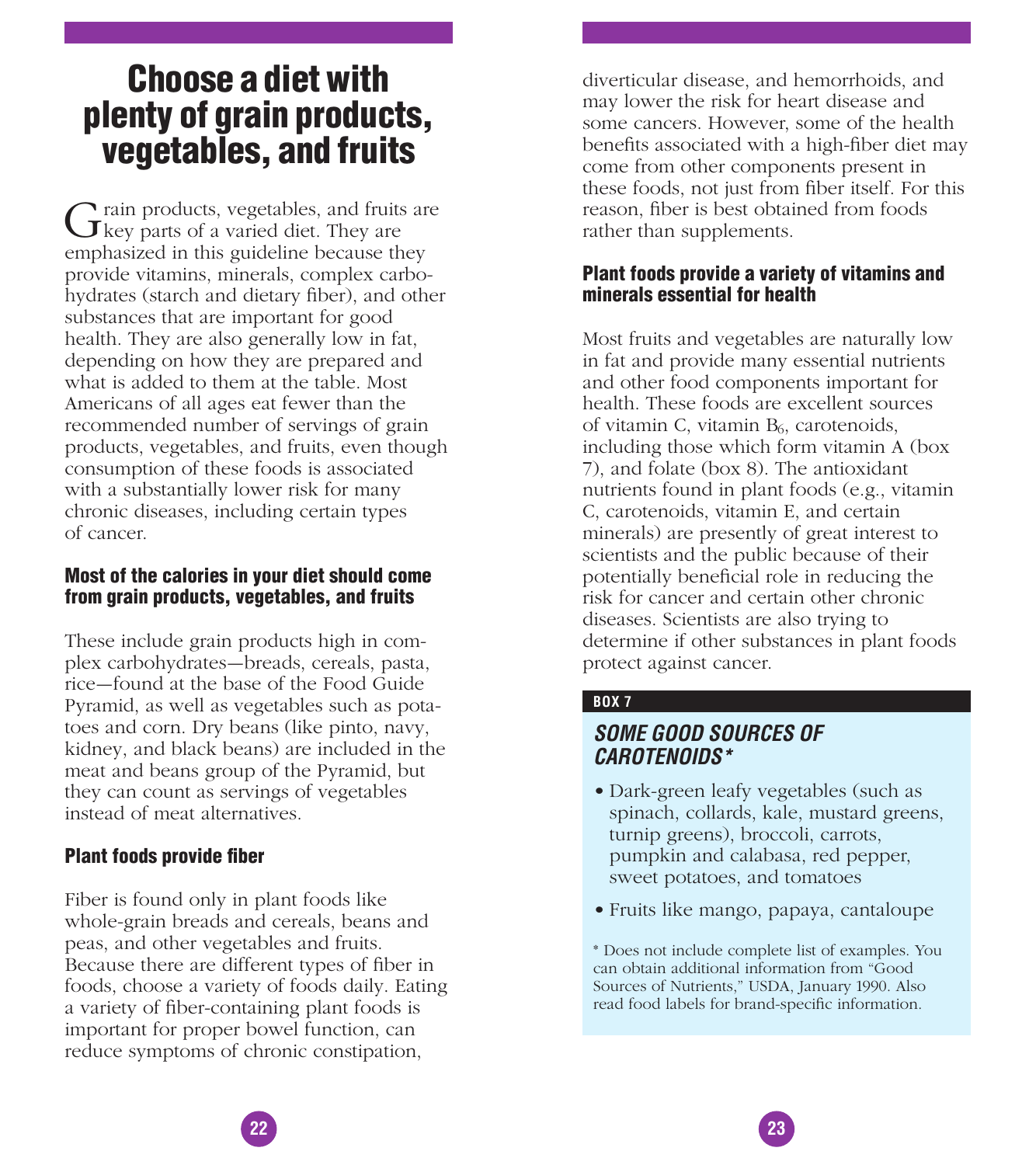# Choose a diet with plenty of grain products, vegetables, and fruits

Grain products, vegetables, and fruits are key parts of a varied diet. They are emphasized in this guideline because they provide vitamins, minerals, complex carbohydrates (starch and dietary fiber), and other substances that are important for good health. They are also generally low in fat, depending on how they are prepared and what is added to them at the table. Most Americans of all ages eat fewer than the recommended number of servings of grain products, vegetables, and fruits, even though consumption of these foods is associated with a substantially lower risk for many chronic diseases, including certain types of cancer.

### Most of the calories in your diet should come from grain products, vegetables, and fruits

These include grain products high in complex carbohydrates—breads, cereals, pasta, rice—found at the base of the Food Guide Pyramid, as well as vegetables such as potatoes and corn. Dry beans (like pinto, navy, kidney, and black beans) are included in the meat and beans group of the Pyramid, but they can count as servings of vegetables instead of meat alternatives.

### Plant foods provide fiber

Fiber is found only in plant foods like whole-grain breads and cereals, beans and peas, and other vegetables and fruits. Because there are different types of fiber in foods, choose a variety of foods daily. Eating a variety of fiber-containing plant foods is important for proper bowel function, can reduce symptoms of chronic constipation, diverticular disease, and hemorrhoids, and may lower the risk for heart disease and some cancers. However, some of the health benefits associated with a high-fiber diet may come from other components present in these foods, not just from fiber itself. For this reason, fiber is best obtained from foods rather than supplements.

### Plant foods provide a variety of vitamins and minerals essential for health

Most fruits and vegetables are naturally low in fat and provide many essential nutrients and other food components important for health. These foods are excellent sources of vitamin C, vitamin $B_6$, carotenoids, including those which form vitamin A (box 7), and folate (box 8). The antioxidant nutrients found in plant foods (e.g., vitamin C, carotenoids, vitamin E, and certain minerals) are presently of great interest to scientists and the public because of their potentially beneficial role in reducing the risk for cancer and certain other chronic diseases. Scientists are also trying to determine if other substances in plant foods protect against cancer.

**BOX 7**

***SOME GOOD SOURCES OF CAROTENOIDS****

- Dark-green leafy vegetables (such as spinach, collards, kale, mustard greens, turnip greens), broccoli, carrots, pumpkin and calabasa, red pepper, sweet potatoes, and tomatoes
- Fruits like mango, papaya, cantaloupe

\* Does not include complete list of examples. You can obtain additional information from "Good Sources of Nutrients," USDA, January 1990. Also read food labels for brand-specific information.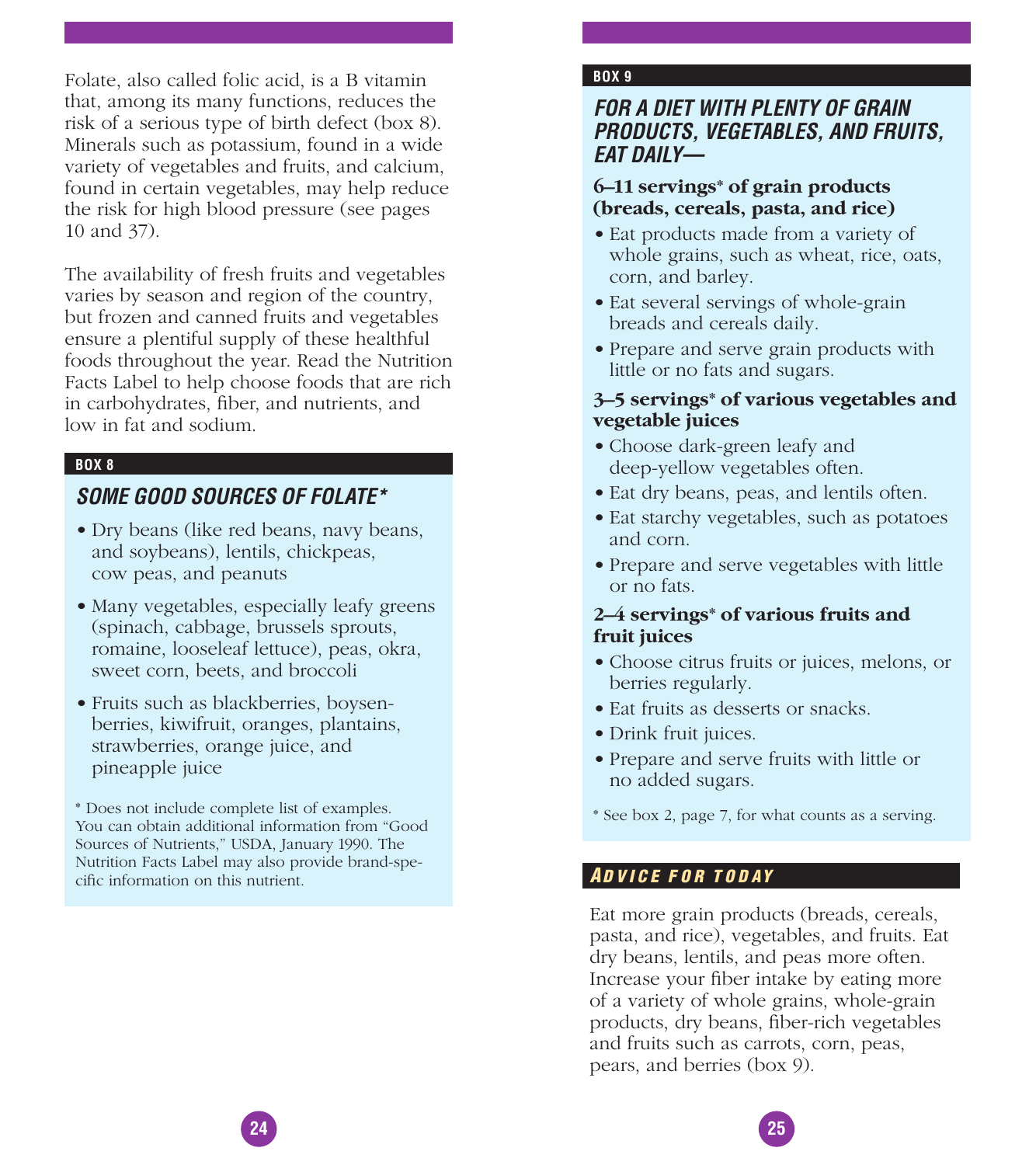Folate, also called folic acid, is a B vitamin that, among its many functions, reduces the risk of a serious type of birth defect (box 8). Minerals such as potassium, found in a wide variety of vegetables and fruits, and calcium, found in certain vegetables, may help reduce the risk for high blood pressure (see pages 10 and 37).

The availability of fresh fruits and vegetables varies by season and region of the country, but frozen and canned fruits and vegetables ensure a plentiful supply of these healthful foods throughout the year. Read the Nutrition Facts Label to help choose foods that are rich in carbohydrates, fiber, and nutrients, and low in fat and sodium.

**BOX 8**

### *SOME GOOD SOURCES OF FOLATE**

- Dry beans (like red beans, navy beans, and soybeans), lentils, chickpeas, cow peas, and peanuts
- Many vegetables, especially leafy greens (spinach, cabbage, brussels sprouts, romaine, looseleaf lettuce), peas, okra, sweet corn, beets, and broccoli
- Fruits such as blackberries, boysenberries, kiwifruit, oranges, plantains, strawberries, orange juice, and pineapple juice

* Does not include complete list of examples. You can obtain additional information from "Good Sources of Nutrients," USDA, January 1990. The Nutrition Facts Label may also provide brand-specific information on this nutrient.

**BOX 9**

### *FOR A DIET WITH PLENTY OF GRAIN PRODUCTS, VEGETABLES, AND FRUITS, EAT DAILY—*

**6–11 servings* of grain products (breads, cereals, pasta, and rice)**

- Eat products made from a variety of whole grains, such as wheat, rice, oats, corn, and barley.
- Eat several servings of whole-grain breads and cereals daily.
- Prepare and serve grain products with little or no fats and sugars.

**3–5 servings* of various vegetables and vegetable juices**

- Choose dark-green leafy and deep-yellow vegetables often.
- Eat dry beans, peas, and lentils often.
- Eat starchy vegetables, such as potatoes and corn.
- Prepare and serve vegetables with little or no fats.

**2–4 servings* of various fruits and fruit juices**

- Choose citrus fruits or juices, melons, or berries regularly.
- Eat fruits as desserts or snacks.
- Drink fruit juices.
- Prepare and serve fruits with little or no added sugars.

* See box 2, page 7, for what counts as a serving.

### *ADVICE FOR TODAY*

Eat more grain products (breads, cereals, pasta, and rice), vegetables, and fruits. Eat dry beans, lentils, and peas more often. Increase your fiber intake by eating more of a variety of whole grains, whole-grain products, dry beans, fiber-rich vegetables and fruits such as carrots, corn, peas, pears, and berries (box 9).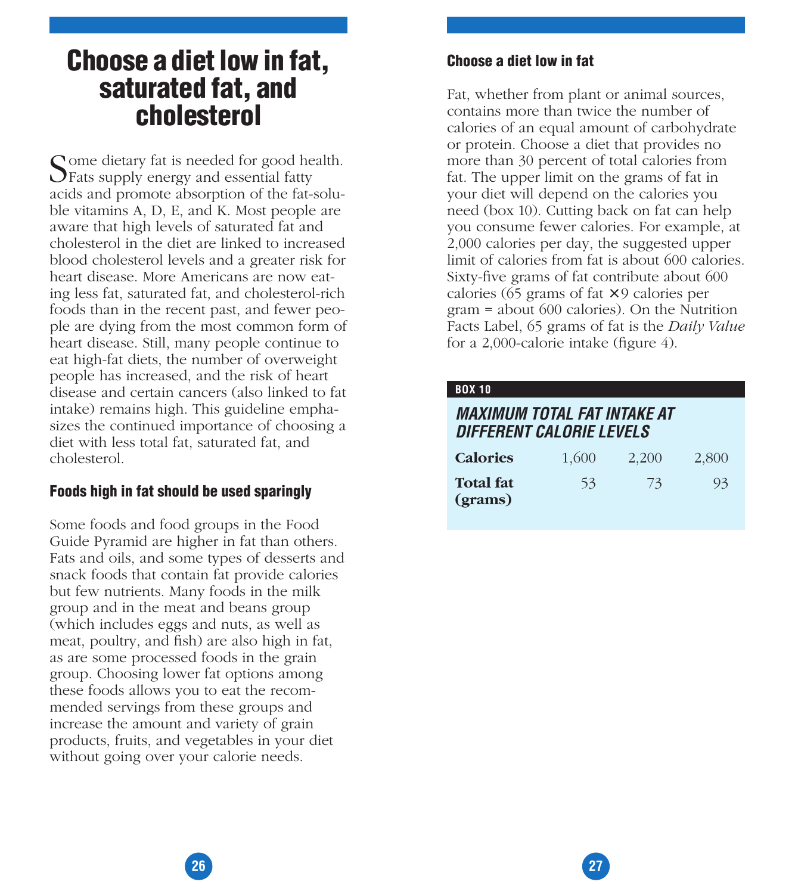# Choose a diet low in fat, saturated fat, and cholesterol

Some dietary fat is needed for good health. Fats supply energy and essential fatty acids and promote absorption of the fat-soluble vitamins A, D, E, and K. Most people are aware that high levels of saturated fat and cholesterol in the diet are linked to increased blood cholesterol levels and a greater risk for heart disease. More Americans are now eating less fat, saturated fat, and cholesterol-rich foods than in the recent past, and fewer people are dying from the most common form of heart disease. Still, many people continue to eat high-fat diets, the number of overweight people has increased, and the risk of heart disease and certain cancers (also linked to fat intake) remains high. This guideline emphasizes the continued importance of choosing a diet with less total fat, saturated fat, and cholesterol.

### Foods high in fat should be used sparingly

Some foods and food groups in the Food Guide Pyramid are higher in fat than others. Fats and oils, and some types of desserts and snack foods that contain fat provide calories but few nutrients. Many foods in the milk group and in the meat and beans group (which includes eggs and nuts, as well as meat, poultry, and fish) are also high in fat, as are some processed foods in the grain group. Choosing lower fat options among these foods allows you to eat the recommended servings from these groups and increase the amount and variety of grain products, fruits, and vegetables in your diet without going over your calorie needs.

### Choose a diet low in fat

Fat, whether from plant or animal sources, contains more than twice the number of calories of an equal amount of carbohydrate or protein. Choose a diet that provides no more than 30 percent of total calories from fat. The upper limit on the grams of fat in your diet will depend on the calories you need (box 10). Cutting back on fat can help you consume fewer calories. For example, at 2,000 calories per day, the suggested upper limit of calories from fat is about 600 calories. Sixty-five grams of fat contribute about 600 calories (65 grams of fat × 9 calories per gram = about 600 calories). On the Nutrition Facts Label, 65 grams of fat is the *Daily Value* for a 2,000-calorie intake (figure 4).

**BOX 10**

***MAXIMUM TOTAL FAT INTAKE AT DIFFERENT CALORIE LEVELS***

| **Calories** | 1,600 | 2,200 | 2,800 |
|---|---|---|---|
| **Total fat (grams)** | 53 | 73 | 93 |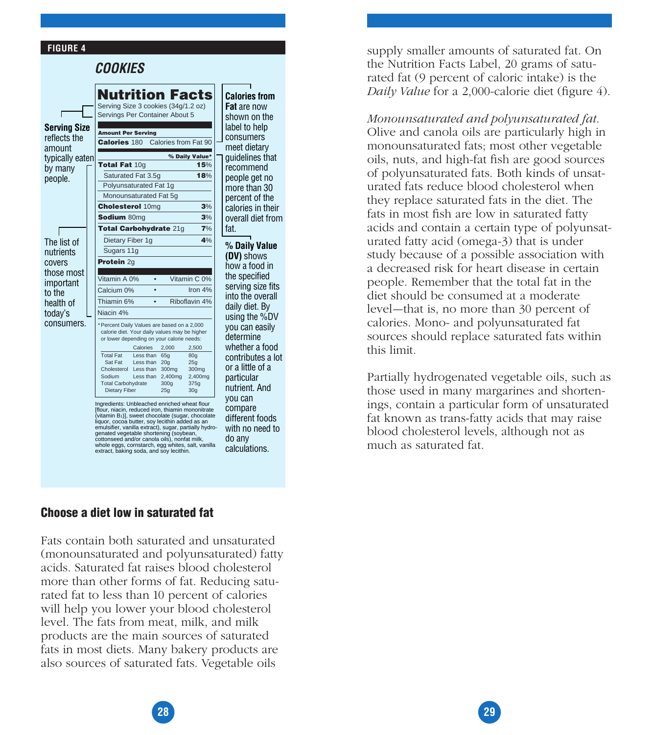**FIGURE 4**

### *COOKIES*

**Nutrition Facts**

Serving Size 3 cookies (34g/1.2 oz)
Servings Per Container About 5

| Amount Per Serving | |
|---|---|
| **Calories** 180 | Calories from Fat 90 |
| | **% Daily Value*** |
| **Total Fat** 10g | **15%** |
| Saturated Fat 3.5g | **18%** |
| Polyunsaturated Fat 1g | |
| Monounsaturated Fat 5g | |
| **Cholesterol** 10mg | **3%** |
| **Sodium** 80mg | **3%** |
| **Total Carbohydrate** 21g | **7%** |
| Dietary Fiber 1g | **4%** |
| Sugars 11g | |
| **Protein** 2g | |

| | |
|---|---|
| Vitamin A 0% | Vitamin C 0% |
| Calcium 0% | Iron 4% |
| Thiamin 6% | Riboflavin 4% |
| Niacin 4% | |

*Percent Daily Values are based on a 2,000 calorie diet. Your daily values may be higher or lower depending on your calorie needs:

| | Calories | 2,000 | 2,500 |
|---|---|---|---|
| Total Fat | Less than | 65g | 80g |
| Sat Fat | Less than | 20g | 25g |
| Cholesterol | Less than | 300mg | 300mg |
| Sodium | Less than | 2,400mg | 2,400mg |
| Total Carbohydrate | | 300g | 375g |
| Dietary Fiber | | 25g | 30g |

Ingredients: Unbleached enriched wheat flour [flour, niacin, reduced iron, thiamin mononitrate (vitamin B1)], sweet chocolate (sugar, chocolate liquor, cocoa butter, soy lecithin added as an emulsifier, vanilla extract), sugar, partially hydrogenated vegetable shortening (soybean, cottonseed and/or canola oils), nonfat milk, whole eggs, cornstarch, egg whites, salt, vanilla extract, baking soda, and soy lecithin.

**Serving Size** reflects the amount typically eaten by many people.

The list of nutrients covers those most important to the health of today's consumers.

**Calories from Fat** are now shown on the label to help consumers meet dietary guidelines that recommend people get no more than 30 percent of the calories in their overall diet from fat.

**% Daily Value (DV)** shows how a food in the specified serving size fits into the overall daily diet. By using the %DV you can easily determine whether a food contributes a lot or a little of a particular nutrient. And you can compare different foods with no need to do any calculations.

## Choose a diet low in saturated fat

Fats contain both saturated and unsaturated (monounsaturated and polyunsaturated) fatty acids. Saturated fat raises blood cholesterol more than other forms of fat. Reducing saturated fat to less than 10 percent of calories will help you lower your blood cholesterol level. The fats from meat, milk, and milk products are the main sources of saturated fats in most diets. Many bakery products are also sources of saturated fats. Vegetable oils supply smaller amounts of saturated fat. On the Nutrition Facts Label, 20 grams of saturated fat (9 percent of caloric intake) is the *Daily Value* for a 2,000-calorie diet (figure 4).

*Monounsaturated and polyunsaturated fat.* Olive and canola oils are particularly high in monounsaturated fats; most other vegetable oils, nuts, and high-fat fish are good sources of polyunsaturated fats. Both kinds of unsaturated fats reduce blood cholesterol when they replace saturated fats in the diet. The fats in most fish are low in saturated fatty acids and contain a certain type of polyunsaturated fatty acid (omega-3) that is under study because of a possible association with a decreased risk for heart disease in certain people. Remember that the total fat in the diet should be consumed at a moderate level—that is, no more than 30 percent of calories. Mono- and polyunsaturated fat sources should replace saturated fats within this limit.

Partially hydrogenated vegetable oils, such as those used in many margarines and shortenings, contain a particular form of unsaturated fat known as trans-fatty acids that may raise blood cholesterol levels, although not as much as saturated fat.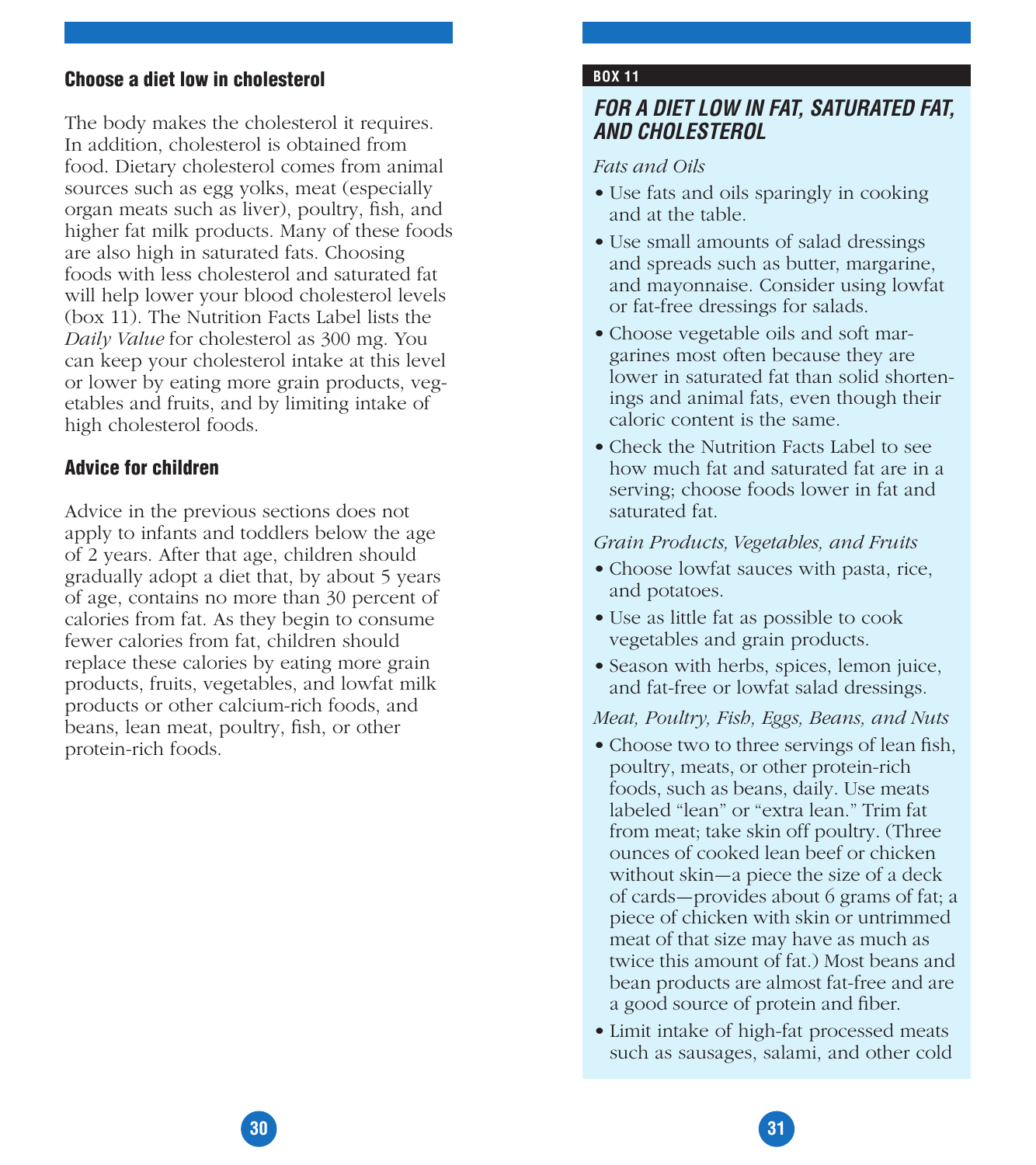### Choose a diet low in cholesterol

The body makes the cholesterol it requires. In addition, cholesterol is obtained from food. Dietary cholesterol comes from animal sources such as egg yolks, meat (especially organ meats such as liver), poultry, fish, and higher fat milk products. Many of these foods are also high in saturated fats. Choosing foods with less cholesterol and saturated fat will help lower your blood cholesterol levels (box 11). The Nutrition Facts Label lists the *Daily Value* for cholesterol as 300 mg. You can keep your cholesterol intake at this level or lower by eating more grain products, vegetables and fruits, and by limiting intake of high cholesterol foods.

### Advice for children

Advice in the previous sections does not apply to infants and toddlers below the age of 2 years. After that age, children should gradually adopt a diet that, by about 5 years of age, contains no more than 30 percent of calories from fat. As they begin to consume fewer calories from fat, children should replace these calories by eating more grain products, fruits, vegetables, and lowfat milk products or other calcium-rich foods, and beans, lean meat, poultry, fish, or other protein-rich foods.

**BOX 11**

## *FOR A DIET LOW IN FAT, SATURATED FAT, AND CHOLESTEROL*

*Fats and Oils*

- Use fats and oils sparingly in cooking and at the table.
- Use small amounts of salad dressings and spreads such as butter, margarine, and mayonnaise. Consider using lowfat or fat-free dressings for salads.
- Choose vegetable oils and soft margarines most often because they are lower in saturated fat than solid shortenings and animal fats, even though their caloric content is the same.
- Check the Nutrition Facts Label to see how much fat and saturated fat are in a serving; choose foods lower in fat and saturated fat.

*Grain Products, Vegetables, and Fruits*

- Choose lowfat sauces with pasta, rice, and potatoes.
- Use as little fat as possible to cook vegetables and grain products.
- Season with herbs, spices, lemon juice, and fat-free or lowfat salad dressings.

*Meat, Poultry, Fish, Eggs, Beans, and Nuts*

- Choose two to three servings of lean fish, poultry, meats, or other protein-rich foods, such as beans, daily. Use meats labeled "lean" or "extra lean." Trim fat from meat; take skin off poultry. (Three ounces of cooked lean beef or chicken without skin—a piece the size of a deck of cards—provides about 6 grams of fat; a piece of chicken with skin or untrimmed meat of that size may have as much as twice this amount of fat.) Most beans and bean products are almost fat-free and are a good source of protein and fiber.
- Limit intake of high-fat processed meats such as sausages, salami, and other cold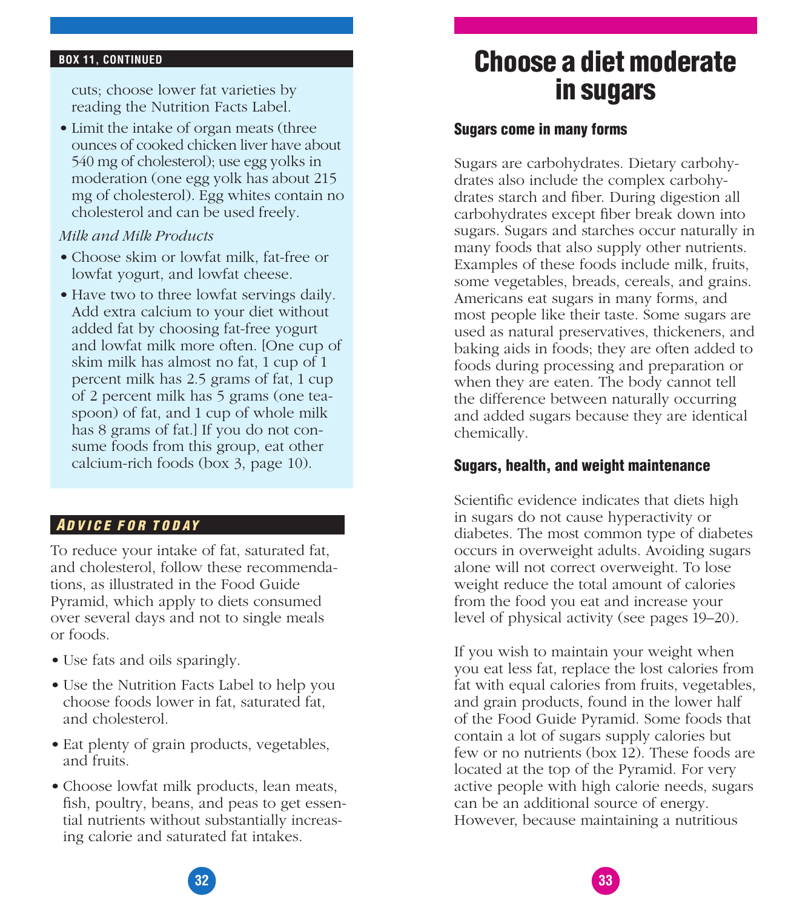**BOX 11, CONTINUED**

cuts; choose lower fat varieties by reading the Nutrition Facts Label.

- Limit the intake of organ meats (three ounces of cooked chicken liver have about 540 mg of cholesterol); use egg yolks in moderation (one egg yolk has about 215 mg of cholesterol). Egg whites contain no cholesterol and can be used freely.

*Milk and Milk Products*

- Choose skim or lowfat milk, fat-free or lowfat yogurt, and lowfat cheese.
- Have two to three lowfat servings daily. Add extra calcium to your diet without added fat by choosing fat-free yogurt and lowfat milk more often. [One cup of skim milk has almost no fat, 1 cup of 1 percent milk has 2.5 grams of fat, 1 cup of 2 percent milk has 5 grams (one teaspoon) of fat, and 1 cup of whole milk has 8 grams of fat.] If you do not consume foods from this group, eat other calcium-rich foods (box 3, page 10).

### *ADVICE FOR TODAY*

To reduce your intake of fat, saturated fat, and cholesterol, follow these recommendations, as illustrated in the Food Guide Pyramid, which apply to diets consumed over several days and not to single meals or foods.

- Use fats and oils sparingly.
- Use the Nutrition Facts Label to help you choose foods lower in fat, saturated fat, and cholesterol.
- Eat plenty of grain products, vegetables, and fruits.
- Choose lowfat milk products, lean meats, fish, poultry, beans, and peas to get essential nutrients without substantially increasing calorie and saturated fat intakes.

# Choose a diet moderate in sugars

### Sugars come in many forms

Sugars are carbohydrates. Dietary carbohydrates also include the complex carbohydrates starch and fiber. During digestion all carbohydrates except fiber break down into sugars. Sugars and starches occur naturally in many foods that also supply other nutrients. Examples of these foods include milk, fruits, some vegetables, breads, cereals, and grains. Americans eat sugars in many forms, and most people like their taste. Some sugars are used as natural preservatives, thickeners, and baking aids in foods; they are often added to foods during processing and preparation or when they are eaten. The body cannot tell the difference between naturally occurring and added sugars because they are identical chemically.

### Sugars, health, and weight maintenance

Scientific evidence indicates that diets high in sugars do not cause hyperactivity or diabetes. The most common type of diabetes occurs in overweight adults. Avoiding sugars alone will not correct overweight. To lose weight reduce the total amount of calories from the food you eat and increase your level of physical activity (see pages 19–20).

If you wish to maintain your weight when you eat less fat, replace the lost calories from fat with equal calories from fruits, vegetables, and grain products, found in the lower half of the Food Guide Pyramid. Some foods that contain a lot of sugars supply calories but few or no nutrients (box 12). These foods are located at the top of the Pyramid. For very active people with high calorie needs, sugars can be an additional source of energy. However, because maintaining a nutritious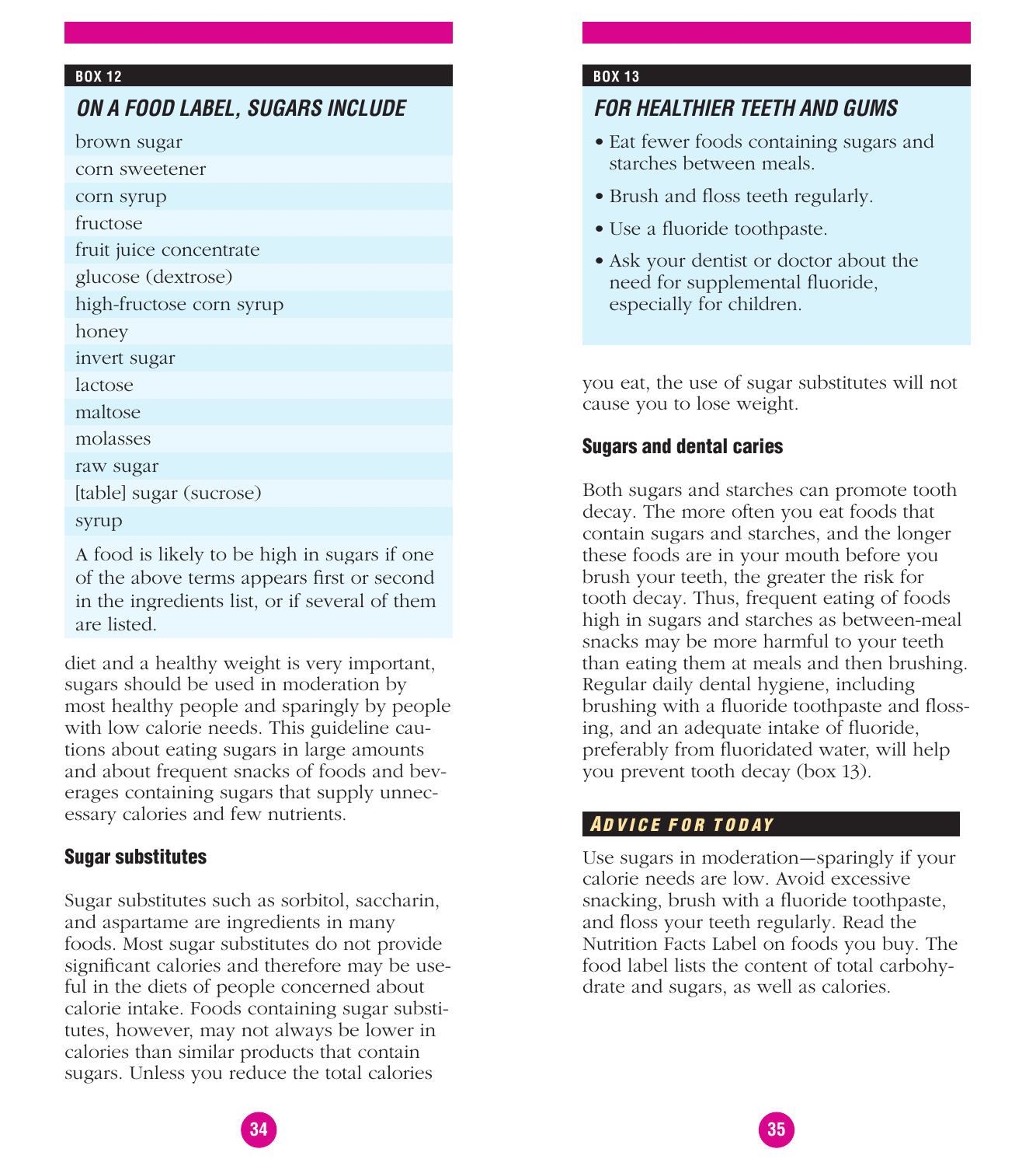**BOX 12**

### *ON A FOOD LABEL, SUGARS INCLUDE*

- brown sugar
- corn sweetener
- corn syrup
- fructose
- fruit juice concentrate
- glucose (dextrose)
- high-fructose corn syrup
- honey
- invert sugar
- lactose
- maltose
- molasses
- raw sugar
- [table] sugar (sucrose)
- syrup

A food is likely to be high in sugars if one of the above terms appears first or second in the ingredients list, or if several of them are listed.

diet and a healthy weight is very important, sugars should be used in moderation by most healthy people and sparingly by people with low calorie needs. This guideline cautions about eating sugars in large amounts and about frequent snacks of foods and beverages containing sugars that supply unnecessary calories and few nutrients.

### Sugar substitutes

Sugar substitutes such as sorbitol, saccharin, and aspartame are ingredients in many foods. Most sugar substitutes do not provide significant calories and therefore may be useful in the diets of people concerned about calorie intake. Foods containing sugar substitutes, however, may not always be lower in calories than similar products that contain sugars. Unless you reduce the total calories you eat, the use of sugar substitutes will not cause you to lose weight.

**BOX 13**

### *FOR HEALTHIER TEETH AND GUMS*

- Eat fewer foods containing sugars and starches between meals.
- Brush and floss teeth regularly.
- Use a fluoride toothpaste.
- Ask your dentist or doctor about the need for supplemental fluoride, especially for children.

### Sugars and dental caries

Both sugars and starches can promote tooth decay. The more often you eat foods that contain sugars and starches, and the longer these foods are in your mouth before you brush your teeth, the greater the risk for tooth decay. Thus, frequent eating of foods high in sugars and starches as between-meal snacks may be more harmful to your teeth than eating them at meals and then brushing. Regular daily dental hygiene, including brushing with a fluoride toothpaste and flossing, and an adequate intake of fluoride, preferably from fluoridated water, will help you prevent tooth decay (box 13).

### *ADVICE FOR TODAY*

Use sugars in moderation—sparingly if your calorie needs are low. Avoid excessive snacking, brush with a fluoride toothpaste, and floss your teeth regularly. Read the Nutrition Facts Label on foods you buy. The food label lists the content of total carbohydrate and sugars, as well as calories.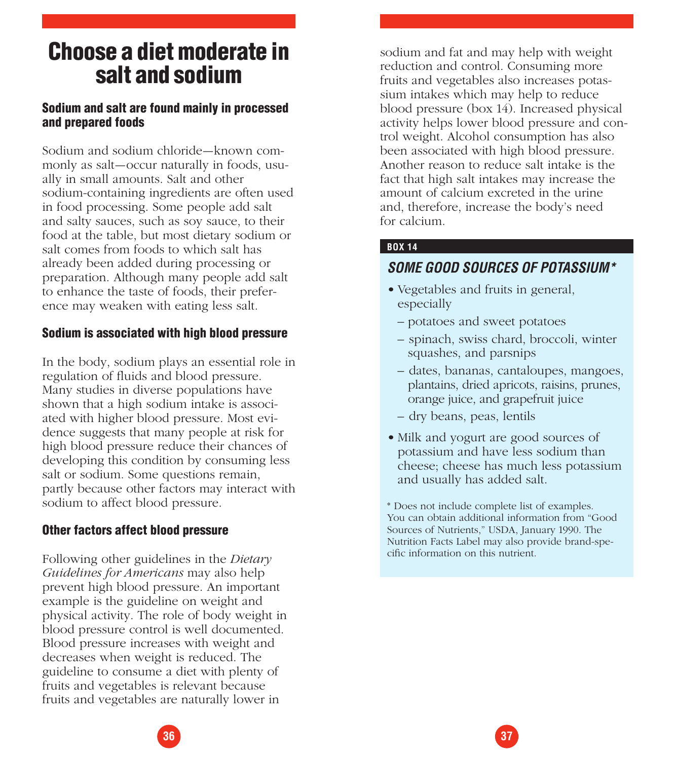# Choose a diet moderate in salt and sodium

### Sodium and salt are found mainly in processed and prepared foods

Sodium and sodium chloride—known commonly as salt—occur naturally in foods, usually in small amounts. Salt and other sodium-containing ingredients are often used in food processing. Some people add salt and salty sauces, such as soy sauce, to their food at the table, but most dietary sodium or salt comes from foods to which salt has already been added during processing or preparation. Although many people add salt to enhance the taste of foods, their preference may weaken with eating less salt.

### Sodium is associated with high blood pressure

In the body, sodium plays an essential role in regulation of fluids and blood pressure. Many studies in diverse populations have shown that a high sodium intake is associated with higher blood pressure. Most evidence suggests that many people at risk for high blood pressure reduce their chances of developing this condition by consuming less salt or sodium. Some questions remain, partly because other factors may interact with sodium to affect blood pressure.

### Other factors affect blood pressure

Following other guidelines in the *Dietary Guidelines for Americans* may also help prevent high blood pressure. An important example is the guideline on weight and physical activity. The role of body weight in blood pressure control is well documented. Blood pressure increases with weight and decreases when weight is reduced. The guideline to consume a diet with plenty of fruits and vegetables is relevant because fruits and vegetables are naturally lower in sodium and fat and may help with weight reduction and control. Consuming more fruits and vegetables also increases potassium intakes which may help to reduce blood pressure (box 14). Increased physical activity helps lower blood pressure and control weight. Alcohol consumption has also been associated with high blood pressure. Another reason to reduce salt intake is the fact that high salt intakes may increase the amount of calcium excreted in the urine and, therefore, increase the body's need for calcium.

**BOX 14**

***SOME GOOD SOURCES OF POTASSIUM****

- Vegetables and fruits in general, especially
  - potatoes and sweet potatoes
  - spinach, swiss chard, broccoli, winter squashes, and parsnips
  - dates, bananas, cantaloupes, mangoes, plantains, dried apricots, raisins, prunes, orange juice, and grapefruit juice
  - dry beans, peas, lentils
- Milk and yogurt are good sources of potassium and have less sodium than cheese; cheese has much less potassium and usually has added salt.

* Does not include complete list of examples. You can obtain additional information from "Good Sources of Nutrients," USDA, January 1990. The Nutrition Facts Label may also provide brand-specific information on this nutrient.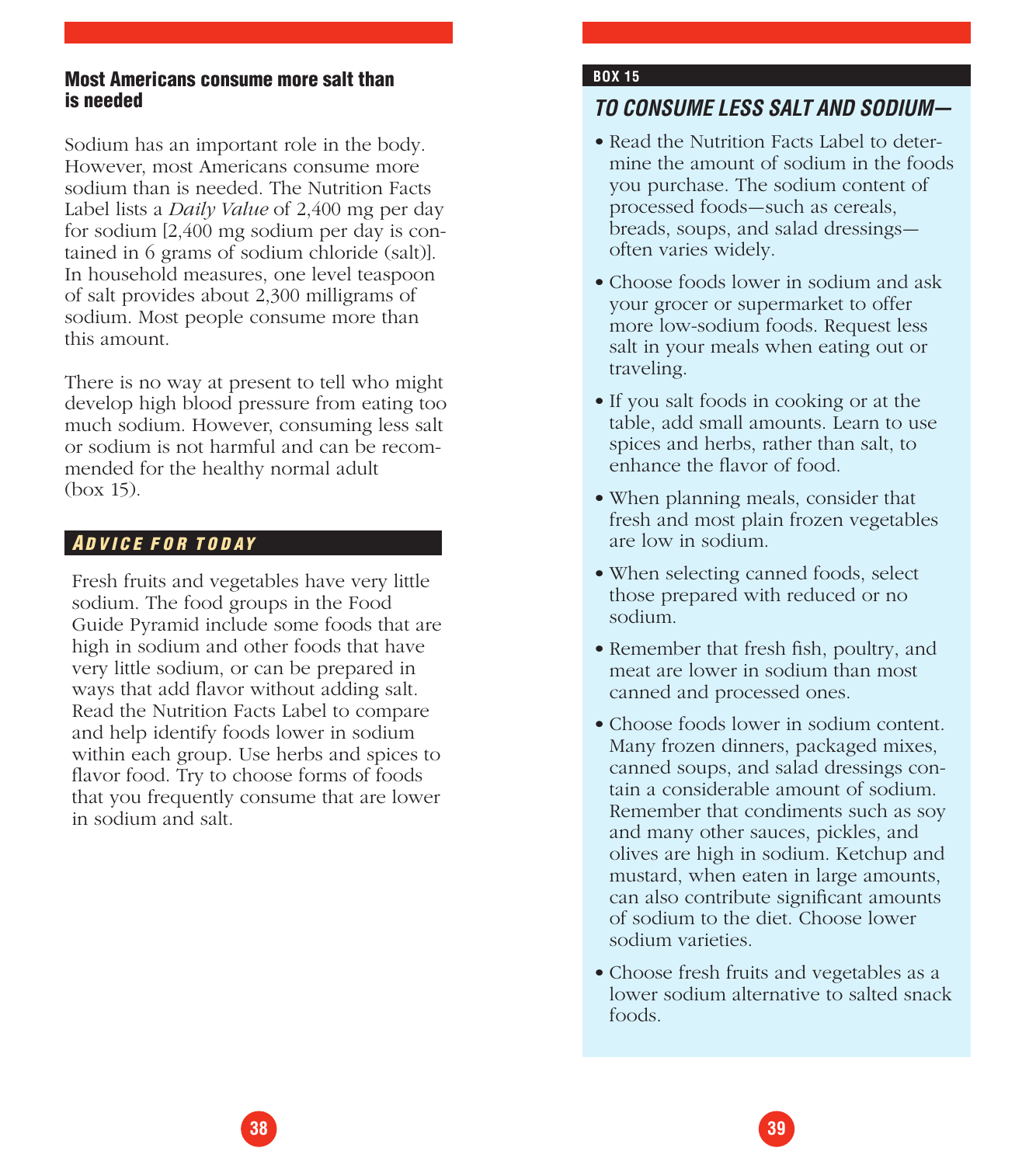## Most Americans consume more salt than is needed

Sodium has an important role in the body. However, most Americans consume more sodium than is needed. The Nutrition Facts Label lists a *Daily Value* of 2,400 mg per day for sodium [2,400 mg sodium per day is contained in 6 grams of sodium chloride (salt)]. In household measures, one level teaspoon of salt provides about 2,300 milligrams of sodium. Most people consume more than this amount.

There is no way at present to tell who might develop high blood pressure from eating too much sodium. However, consuming less salt or sodium is not harmful and can be recommended for the healthy normal adult (box 15).

### *ADVICE FOR TODAY*

Fresh fruits and vegetables have very little sodium. The food groups in the Food Guide Pyramid include some foods that are high in sodium and other foods that have very little sodium, or can be prepared in ways that add flavor without adding salt. Read the Nutrition Facts Label to compare and help identify foods lower in sodium within each group. Use herbs and spices to flavor food. Try to choose forms of foods that you frequently consume that are lower in sodium and salt.

**BOX 15**

### *TO CONSUME LESS SALT AND SODIUM—*

- Read the Nutrition Facts Label to determine the amount of sodium in the foods you purchase. The sodium content of processed foods—such as cereals, breads, soups, and salad dressings—often varies widely.
- Choose foods lower in sodium and ask your grocer or supermarket to offer more low-sodium foods. Request less salt in your meals when eating out or traveling.
- If you salt foods in cooking or at the table, add small amounts. Learn to use spices and herbs, rather than salt, to enhance the flavor of food.
- When planning meals, consider that fresh and most plain frozen vegetables are low in sodium.
- When selecting canned foods, select those prepared with reduced or no sodium.
- Remember that fresh fish, poultry, and meat are lower in sodium than most canned and processed ones.
- Choose foods lower in sodium content. Many frozen dinners, packaged mixes, canned soups, and salad dressings contain a considerable amount of sodium. Remember that condiments such as soy and many other sauces, pickles, and olives are high in sodium. Ketchup and mustard, when eaten in large amounts, can also contribute significant amounts of sodium to the diet. Choose lower sodium varieties.
- Choose fresh fruits and vegetables as a lower sodium alternative to salted snack foods.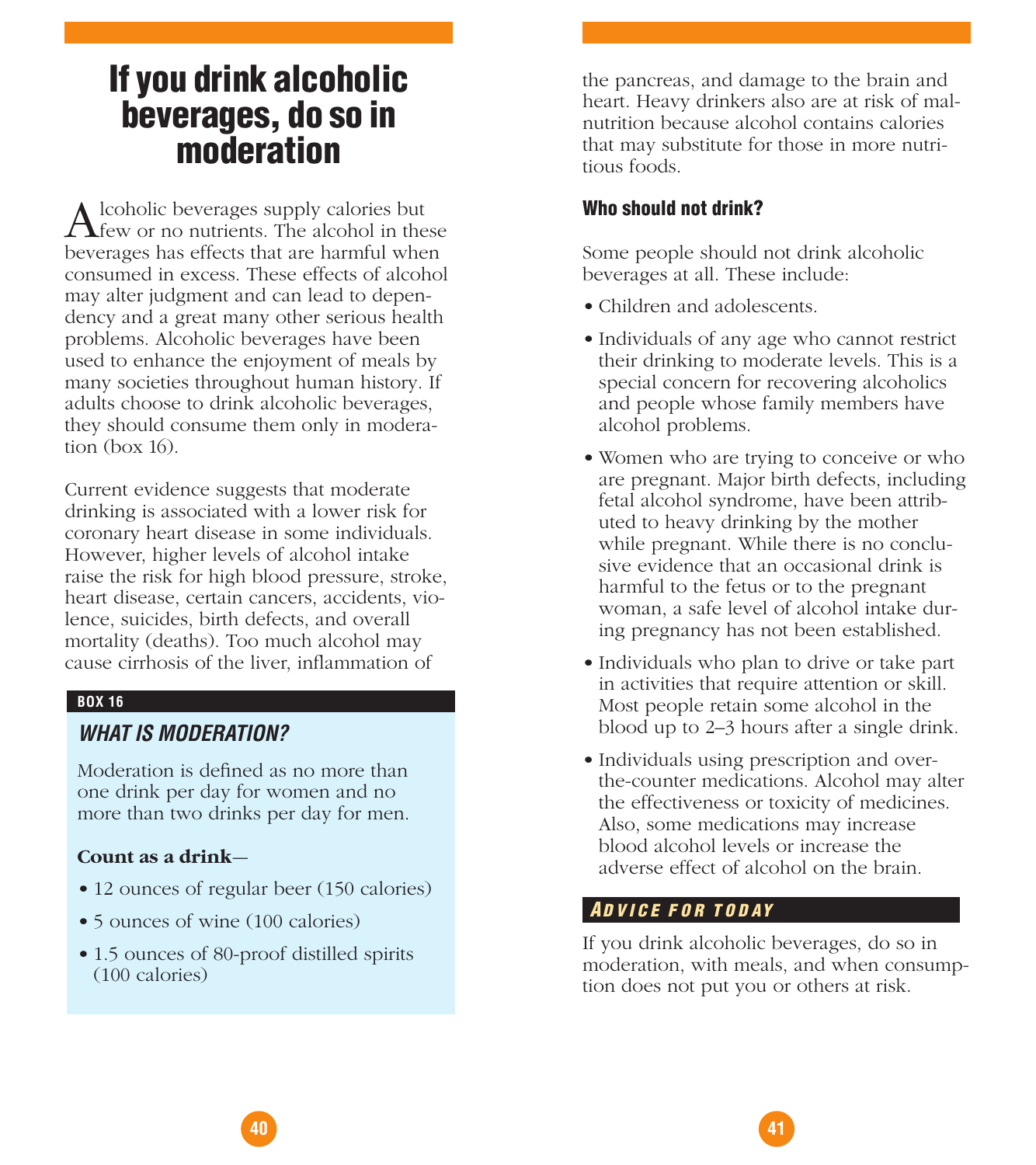# If you drink alcoholic beverages, do so in moderation

Alcoholic beverages supply calories but few or no nutrients. The alcohol in these beverages has effects that are harmful when consumed in excess. These effects of alcohol may alter judgment and can lead to dependency and a great many other serious health problems. Alcoholic beverages have been used to enhance the enjoyment of meals by many societies throughout human history. If adults choose to drink alcoholic beverages, they should consume them only in moderation (box 16).

Current evidence suggests that moderate drinking is associated with a lower risk for coronary heart disease in some individuals. However, higher levels of alcohol intake raise the risk for high blood pressure, stroke, heart disease, certain cancers, accidents, violence, suicides, birth defects, and overall mortality (deaths). Too much alcohol may cause cirrhosis of the liver, inflammation of the pancreas, and damage to the brain and heart. Heavy drinkers also are at risk of malnutrition because alcohol contains calories that may substitute for those in more nutritious foods.

**BOX 16**

### *WHAT IS MODERATION?*

Moderation is defined as no more than one drink per day for women and no more than two drinks per day for men.

**Count as a drink—**

- 12 ounces of regular beer (150 calories)
- 5 ounces of wine (100 calories)
- 1.5 ounces of 80-proof distilled spirits (100 calories)

### Who should not drink?

Some people should not drink alcoholic beverages at all. These include:

- Children and adolescents.
- Individuals of any age who cannot restrict their drinking to moderate levels. This is a special concern for recovering alcoholics and people whose family members have alcohol problems.
- Women who are trying to conceive or who are pregnant. Major birth defects, including fetal alcohol syndrome, have been attributed to heavy drinking by the mother while pregnant. While there is no conclusive evidence that an occasional drink is harmful to the fetus or to the pregnant woman, a safe level of alcohol intake during pregnancy has not been established.
- Individuals who plan to drive or take part in activities that require attention or skill. Most people retain some alcohol in the blood up to 2–3 hours after a single drink.
- Individuals using prescription and over-the-counter medications. Alcohol may alter the effectiveness or toxicity of medicines. Also, some medications may increase blood alcohol levels or increase the adverse effect of alcohol on the brain.

### *ADVICE FOR TODAY*

If you drink alcoholic beverages, do so in moderation, with meals, and when consumption does not put you or others at risk.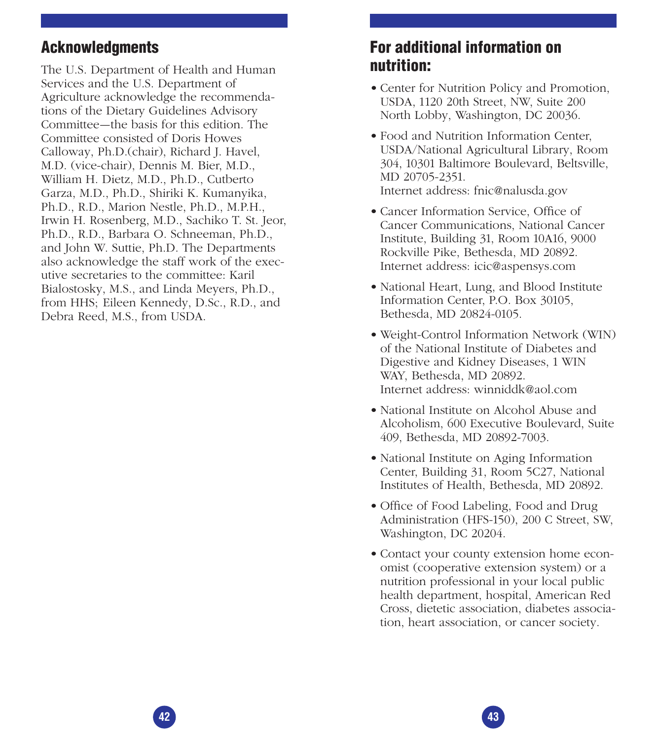## Acknowledgments

The U.S. Department of Health and Human Services and the U.S. Department of Agriculture acknowledge the recommendations of the Dietary Guidelines Advisory Committee—the basis for this edition. The Committee consisted of Doris Howes Calloway, Ph.D.(chair), Richard J. Havel, M.D. (vice-chair), Dennis M. Bier, M.D., William H. Dietz, M.D., Ph.D., Cutberto Garza, M.D., Ph.D., Shiriki K. Kumanyika, Ph.D., R.D., Marion Nestle, Ph.D., M.P.H., Irwin H. Rosenberg, M.D., Sachiko T. St. Jeor, Ph.D., R.D., Barbara O. Schneeman, Ph.D., and John W. Suttie, Ph.D. The Departments also acknowledge the staff work of the executive secretaries to the committee: Karil Bialostosky, M.S., and Linda Meyers, Ph.D., from HHS; Eileen Kennedy, D.Sc., R.D., and Debra Reed, M.S., from USDA.

## For additional information on nutrition:

- Center for Nutrition Policy and Promotion, USDA, 1120 20th Street, NW, Suite 200 North Lobby, Washington, DC 20036.
- Food and Nutrition Information Center, USDA/National Agricultural Library, Room 304, 10301 Baltimore Boulevard, Beltsville, MD 20705-2351.
  Internet address: fnic@nalusda.gov
- Cancer Information Service, Office of Cancer Communications, National Cancer Institute, Building 31, Room 10A16, 9000 Rockville Pike, Bethesda, MD 20892.
  Internet address: icic@aspensys.com
- National Heart, Lung, and Blood Institute Information Center, P.O. Box 30105, Bethesda, MD 20824-0105.
- Weight-Control Information Network (WIN) of the National Institute of Diabetes and Digestive and Kidney Diseases, 1 WIN WAY, Bethesda, MD 20892.
  Internet address: winniddk@aol.com
- National Institute on Alcohol Abuse and Alcoholism, 600 Executive Boulevard, Suite 409, Bethesda, MD 20892-7003.
- National Institute on Aging Information Center, Building 31, Room 5C27, National Institutes of Health, Bethesda, MD 20892.
- Office of Food Labeling, Food and Drug Administration (HFS-150), 200 C Street, SW, Washington, DC 20204.
- Contact your county extension home economist (cooperative extension system) or a nutrition professional in your local public health department, hospital, American Red Cross, dietetic association, diabetes association, heart association, or cancer society.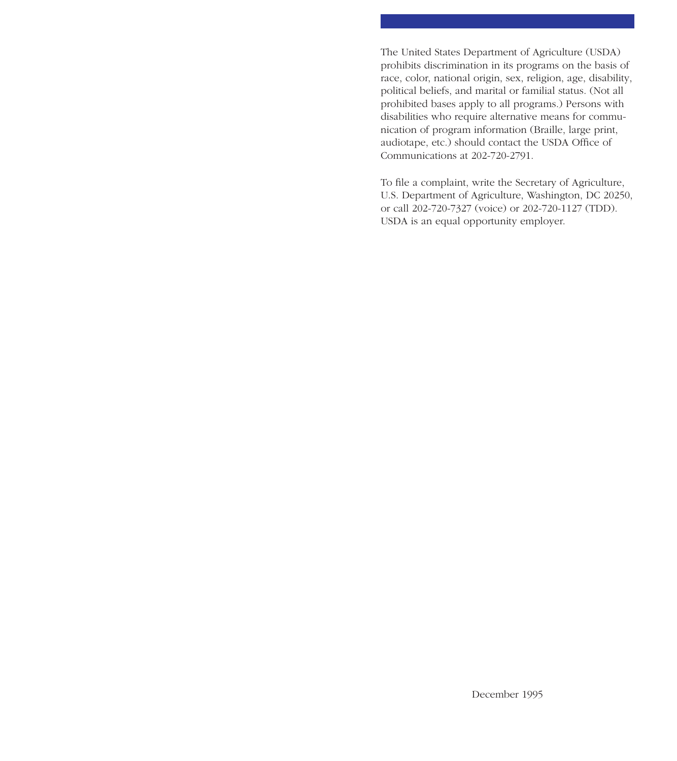The United States Department of Agriculture (USDA) prohibits discrimination in its programs on the basis of race, color, national origin, sex, religion, age, disability, political beliefs, and marital or familial status. (Not all prohibited bases apply to all programs.) Persons with disabilities who require alternative means for communication of program information (Braille, large print, audiotape, etc.) should contact the USDA Office of Communications at 202-720-2791.

To file a complaint, write the Secretary of Agriculture, U.S. Department of Agriculture, Washington, DC 20250, or call 202-720-7327 (voice) or 202-720-1127 (TDD). USDA is an equal opportunity employer.

December 1995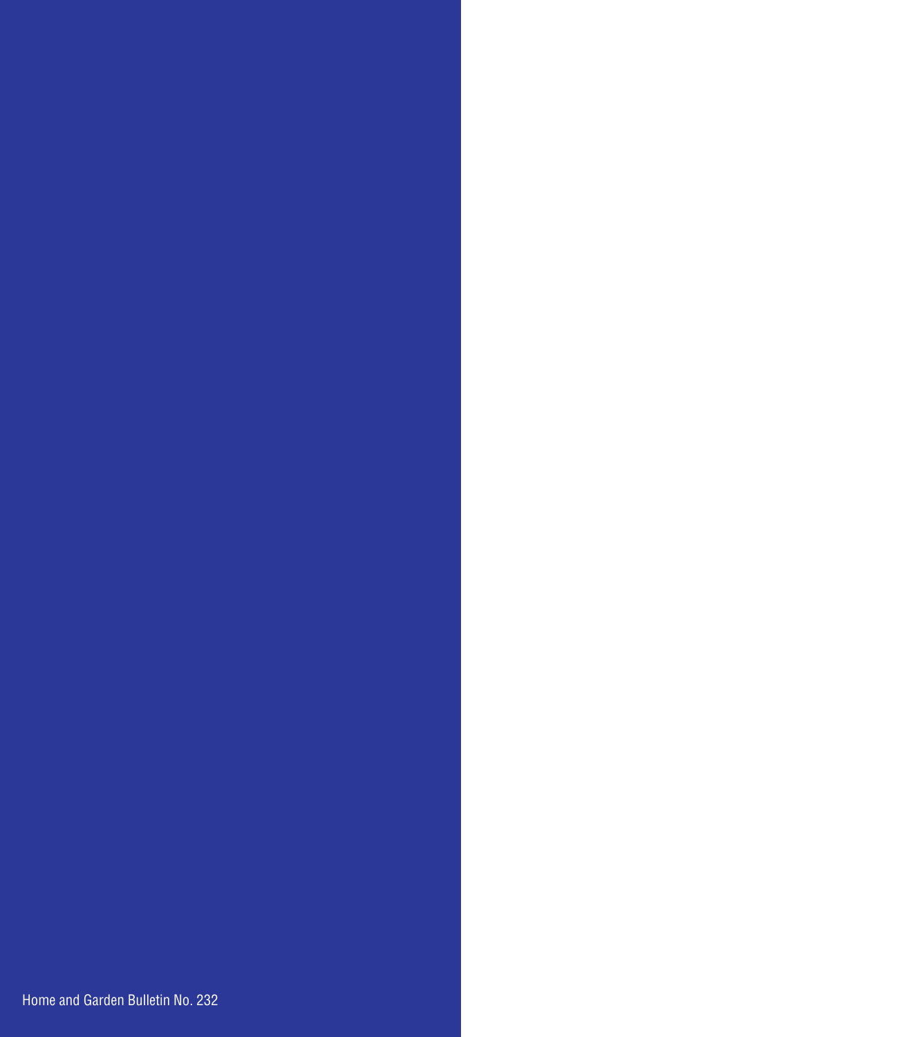Home and Garden Bulletin No. 232